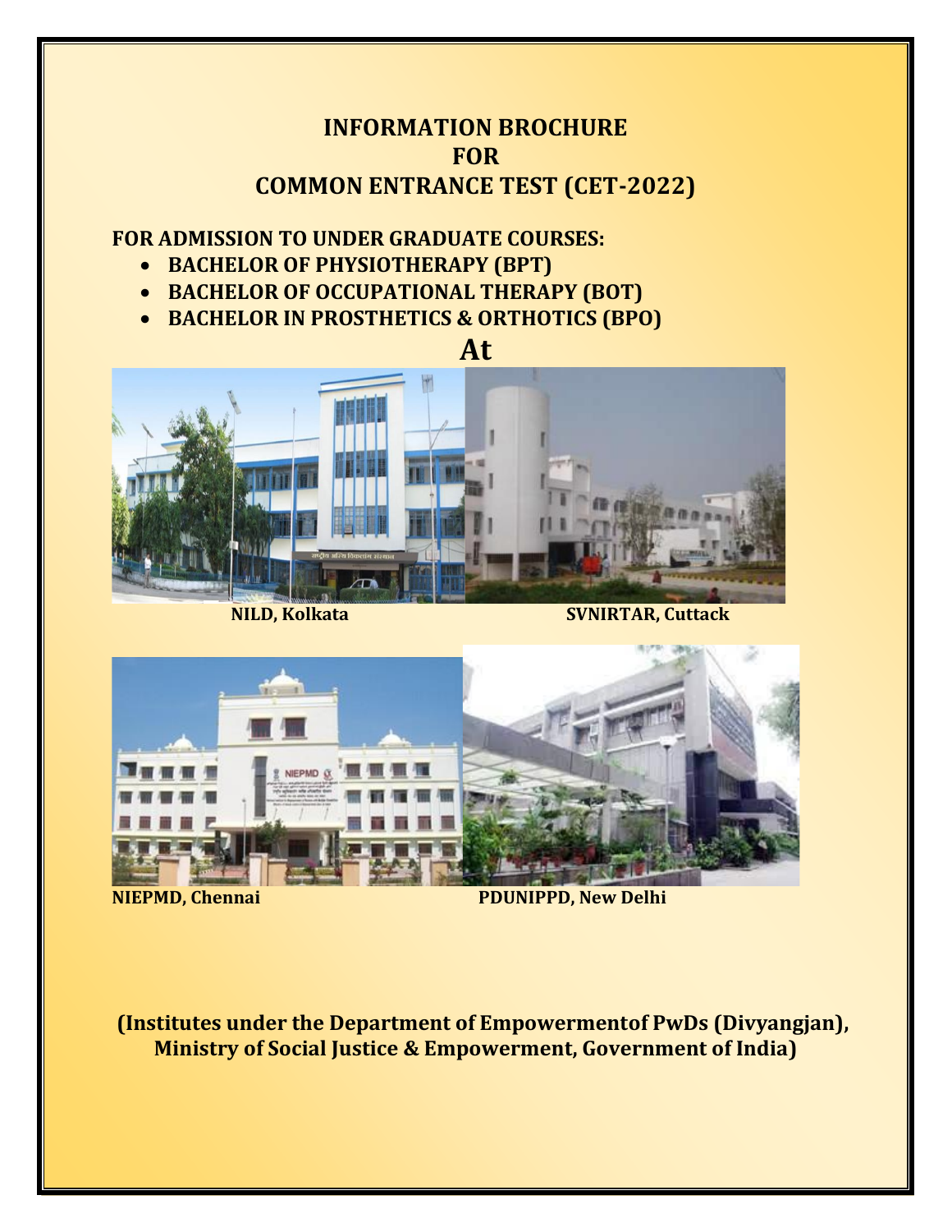# INFORMATION BROCHURE
# FOR
# COMMON ENTRANCE TEST (CET-2022)

**FOR ADMISSION TO UNDER GRADUATE COURSES:**

- **BACHELOR OF PHYSIOTHERAPY (BPT)**
- **BACHELOR OF OCCUPATIONAL THERAPY (BOT)**
- **BACHELOR IN PROSTHETICS & ORTHOTICS (BPO)**

**At**

**NILD, Kolkata**

**SVNIRTAR, Cuttack**

**NIEPMD, Chennai**

**PDUNIPPD, New Delhi**

**(Institutes under the Department of Empowermentof PwDs (Divyangjan), Ministry of Social Justice & Empowerment, Government of India)**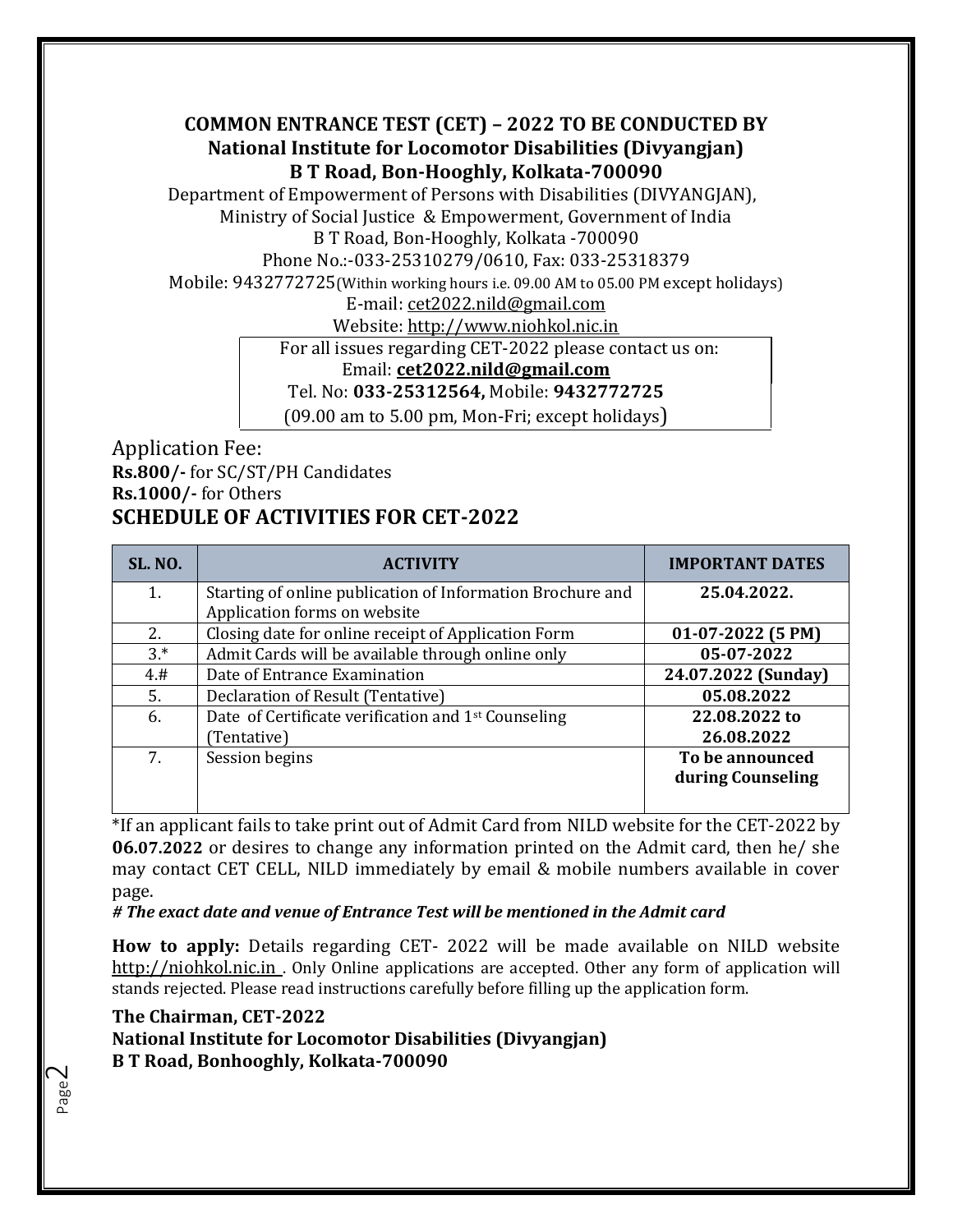## COMMON ENTRANCE TEST (CET) – 2022 TO BE CONDUCTED BY
## National Institute for Locomotor Disabilities (Divyangjan)
## B T Road, Bon-Hooghly, Kolkata-700090

Department of Empowerment of Persons with Disabilities (DIVYANGJAN),
Ministry of Social Justice & Empowerment, Government of India
B T Road, Bon-Hooghly, Kolkata -700090
Phone No.:-033-25310279/0610, Fax: 033-25318379
Mobile: 9432772725(Within working hours i.e. 09.00 AM to 05.00 PM except holidays)
E-mail: cet2022.nild@gmail.com
Website: http://www.niohkol.nic.in

For all issues regarding CET-2022 please contact us on:
Email: **cet2022.nild@gmail.com**
Tel. No: **033-25312564,** Mobile: **9432772725**
(09.00 am to 5.00 pm, Mon-Fri; except holidays)

Application Fee:
**Rs.800/-** for SC/ST/PH Candidates
**Rs.1000/-** for Others

## SCHEDULE OF ACTIVITIES FOR CET-2022

| SL. NO. | ACTIVITY | IMPORTANT DATES |
|---|---|---|
| 1. | Starting of online publication of Information Brochure and Application forms on website | **25.04.2022.** |
| 2. | Closing date for online receipt of Application Form | **01-07-2022 (5 PM)** |
| 3.* | Admit Cards will be available through online only | **05-07-2022** |
| 4.# | Date of Entrance Examination | **24.07.2022 (Sunday)** |
| 5. | Declaration of Result (Tentative) | **05.08.2022** |
| 6. | Date of Certificate verification and 1st Counseling (Tentative) | **22.08.2022 to 26.08.2022** |
| 7. | Session begins | **To be announced during Counseling** |

*If an applicant fails to take print out of Admit Card from NILD website for the CET-2022 by **06.07.2022** or desires to change any information printed on the Admit card, then he/ she may contact CET CELL, NILD immediately by email & mobile numbers available in cover page.

***# The exact date and venue of Entrance Test will be mentioned in the Admit card***

**How to apply:** Details regarding CET- 2022 will be made available on NILD website http://niohkol.nic.in . Only Online applications are accepted. Other any form of application will stands rejected. Please read instructions carefully before filling up the application form.

**The Chairman, CET-2022**
**National Institute for Locomotor Disabilities (Divyangjan)**
**B T Road, Bonhooghly, Kolkata-700090**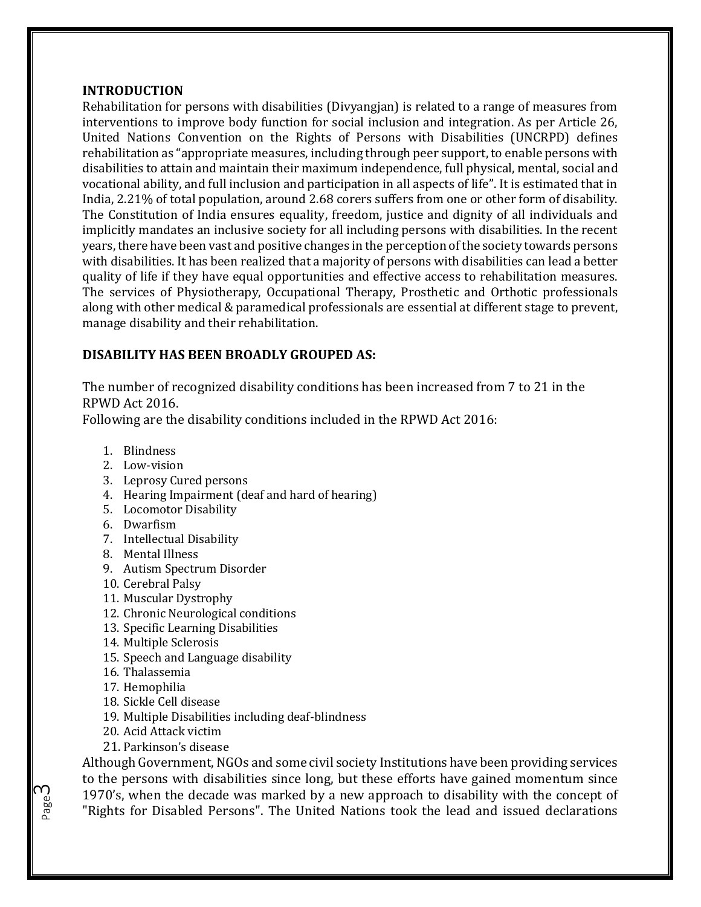## INTRODUCTION

Rehabilitation for persons with disabilities (Divyangjan) is related to a range of measures from interventions to improve body function for social inclusion and integration. As per Article 26, United Nations Convention on the Rights of Persons with Disabilities (UNCRPD) defines rehabilitation as "appropriate measures, including through peer support, to enable persons with disabilities to attain and maintain their maximum independence, full physical, mental, social and vocational ability, and full inclusion and participation in all aspects of life". It is estimated that in India, 2.21% of total population, around 2.68 corers suffers from one or other form of disability. The Constitution of India ensures equality, freedom, justice and dignity of all individuals and implicitly mandates an inclusive society for all including persons with disabilities. In the recent years, there have been vast and positive changes in the perception of the society towards persons with disabilities. It has been realized that a majority of persons with disabilities can lead a better quality of life if they have equal opportunities and effective access to rehabilitation measures. The services of Physiotherapy, Occupational Therapy, Prosthetic and Orthotic professionals along with other medical & paramedical professionals are essential at different stage to prevent, manage disability and their rehabilitation.

## DISABILITY HAS BEEN BROADLY GROUPED AS:

The number of recognized disability conditions has been increased from 7 to 21 in the RPWD Act 2016.
Following are the disability conditions included in the RPWD Act 2016:

1. Blindness
2. Low-vision
3. Leprosy Cured persons
4. Hearing Impairment (deaf and hard of hearing)
5. Locomotor Disability
6. Dwarfism
7. Intellectual Disability
8. Mental Illness
9. Autism Spectrum Disorder
10. Cerebral Palsy
11. Muscular Dystrophy
12. Chronic Neurological conditions
13. Specific Learning Disabilities
14. Multiple Sclerosis
15. Speech and Language disability
16. Thalassemia
17. Hemophilia
18. Sickle Cell disease
19. Multiple Disabilities including deaf-blindness
20. Acid Attack victim
21. Parkinson's disease

Although Government, NGOs and some civil society Institutions have been providing services to the persons with disabilities since long, but these efforts have gained momentum since 1970's, when the decade was marked by a new approach to disability with the concept of "Rights for Disabled Persons". The United Nations took the lead and issued declarations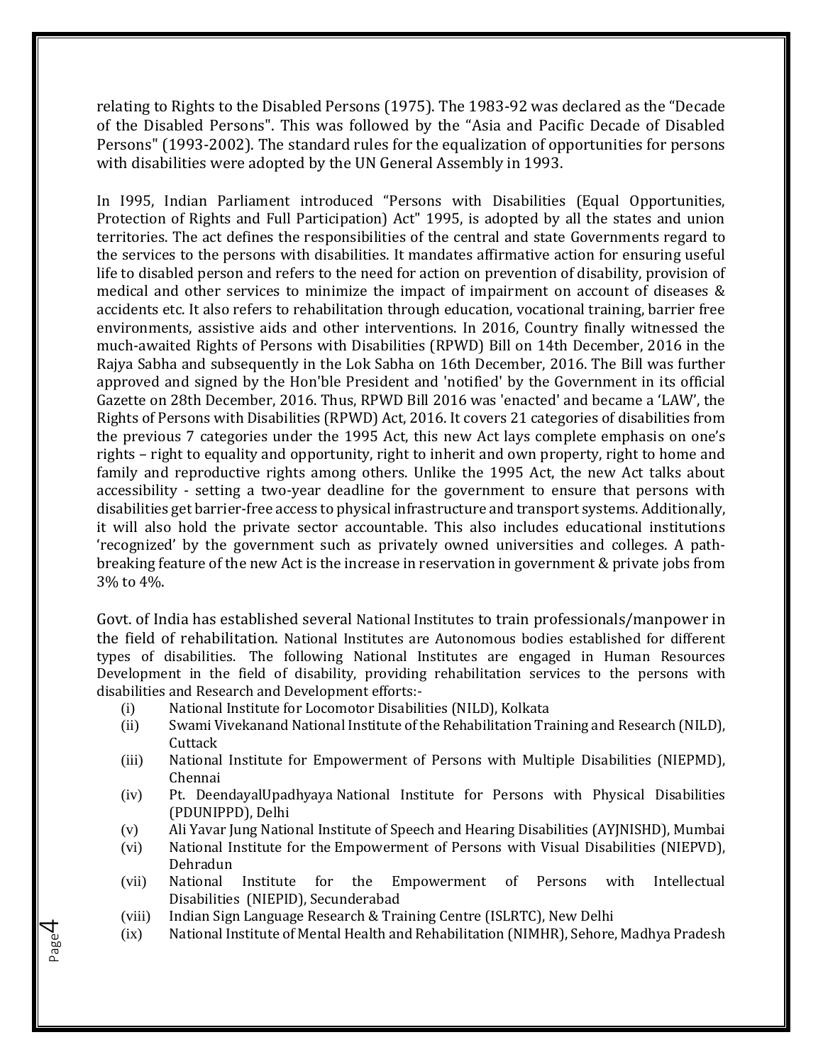relating to Rights to the Disabled Persons (1975). The 1983-92 was declared as the "Decade of the Disabled Persons". This was followed by the "Asia and Pacific Decade of Disabled Persons" (1993-2002). The standard rules for the equalization of opportunities for persons with disabilities were adopted by the UN General Assembly in 1993.

In I995, Indian Parliament introduced "Persons with Disabilities (Equal Opportunities, Protection of Rights and Full Participation) Act" 1995, is adopted by all the states and union territories. The act defines the responsibilities of the central and state Governments regard to the services to the persons with disabilities. It mandates affirmative action for ensuring useful life to disabled person and refers to the need for action on prevention of disability, provision of medical and other services to minimize the impact of impairment on account of diseases & accidents etc. It also refers to rehabilitation through education, vocational training, barrier free environments, assistive aids and other interventions. In 2016, Country finally witnessed the much-awaited Rights of Persons with Disabilities (RPWD) Bill on 14th December, 2016 in the Rajya Sabha and subsequently in the Lok Sabha on 16th December, 2016. The Bill was further approved and signed by the Hon'ble President and 'notified' by the Government in its official Gazette on 28th December, 2016. Thus, RPWD Bill 2016 was 'enacted' and became a 'LAW', the Rights of Persons with Disabilities (RPWD) Act, 2016. It covers 21 categories of disabilities from the previous 7 categories under the 1995 Act, this new Act lays complete emphasis on one's rights – right to equality and opportunity, right to inherit and own property, right to home and family and reproductive rights among others. Unlike the 1995 Act, the new Act talks about accessibility - setting a two-year deadline for the government to ensure that persons with disabilities get barrier-free access to physical infrastructure and transport systems. Additionally, it will also hold the private sector accountable. This also includes educational institutions 'recognized' by the government such as privately owned universities and colleges. A path-breaking feature of the new Act is the increase in reservation in government & private jobs from 3% to 4%.

Govt. of India has established several National Institutes to train professionals/manpower in the field of rehabilitation. National Institutes are Autonomous bodies established for different types of disabilities. The following National Institutes are engaged in Human Resources Development in the field of disability, providing rehabilitation services to the persons with disabilities and Research and Development efforts:-

(i) National Institute for Locomotor Disabilities (NILD), Kolkata
(ii) Swami Vivekanand National Institute of the Rehabilitation Training and Research (NILD), Cuttack
(iii) National Institute for Empowerment of Persons with Multiple Disabilities (NIEPMD), Chennai
(iv) Pt. DeendayalUpadhyaya National Institute for Persons with Physical Disabilities (PDUNIPPD), Delhi
(v) Ali Yavar Jung National Institute of Speech and Hearing Disabilities (AYJNISHD), Mumbai
(vi) National Institute for the Empowerment of Persons with Visual Disabilities (NIEPVD), Dehradun
(vii) National Institute for the Empowerment of Persons with Intellectual Disabilities (NIEPID), Secunderabad
(viii) Indian Sign Language Research & Training Centre (ISLRTC), New Delhi
(ix) National Institute of Mental Health and Rehabilitation (NIMHR), Sehore, Madhya Pradesh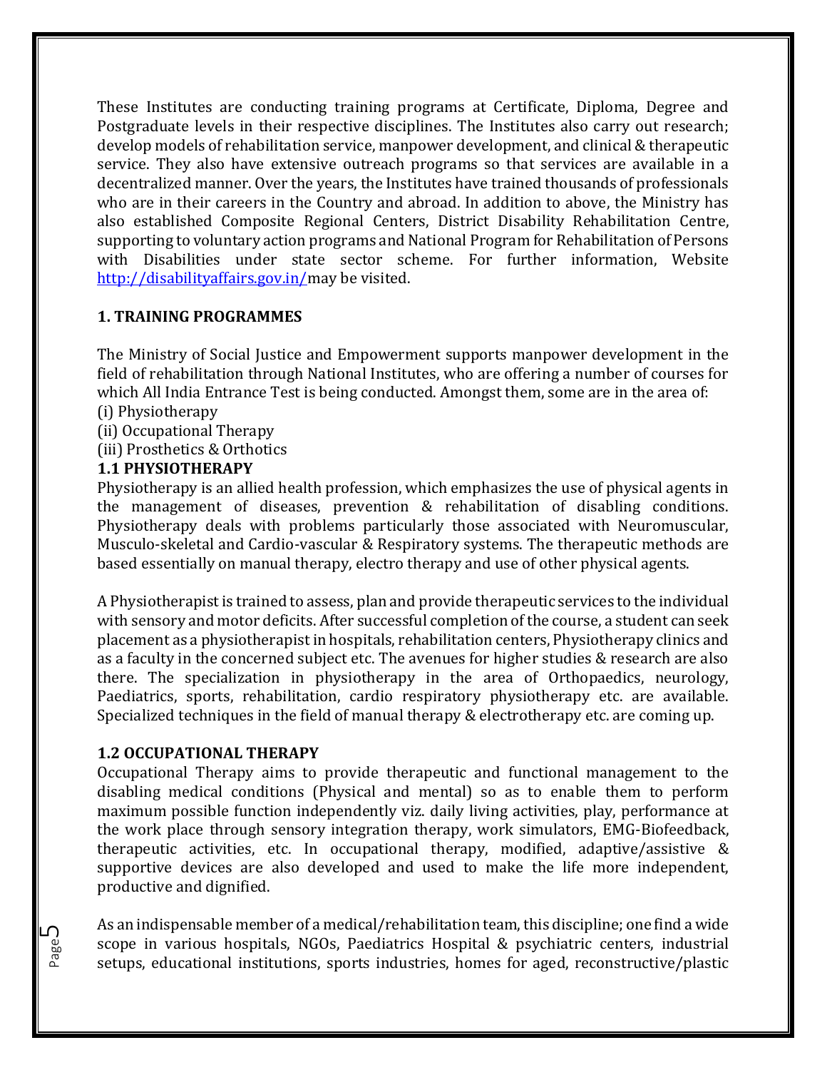These Institutes are conducting training programs at Certificate, Diploma, Degree and Postgraduate levels in their respective disciplines. The Institutes also carry out research; develop models of rehabilitation service, manpower development, and clinical & therapeutic service. They also have extensive outreach programs so that services are available in a decentralized manner. Over the years, the Institutes have trained thousands of professionals who are in their careers in the Country and abroad. In addition to above, the Ministry has also established Composite Regional Centers, District Disability Rehabilitation Centre, supporting to voluntary action programs and National Program for Rehabilitation of Persons with Disabilities under state sector scheme. For further information, Website [http://disabilityaffairs.gov.in/](http://disabilityaffairs.gov.in/)may be visited.

## 1. TRAINING PROGRAMMES

The Ministry of Social Justice and Empowerment supports manpower development in the field of rehabilitation through National Institutes, who are offering a number of courses for which All India Entrance Test is being conducted. Amongst them, some are in the area of:

(i) Physiotherapy
(ii) Occupational Therapy
(iii) Prosthetics & Orthotics

### 1.1 PHYSIOTHERAPY

Physiotherapy is an allied health profession, which emphasizes the use of physical agents in the management of diseases, prevention & rehabilitation of disabling conditions. Physiotherapy deals with problems particularly those associated with Neuromuscular, Musculo-skeletal and Cardio-vascular & Respiratory systems. The therapeutic methods are based essentially on manual therapy, electro therapy and use of other physical agents.

A Physiotherapist is trained to assess, plan and provide therapeutic services to the individual with sensory and motor deficits. After successful completion of the course, a student can seek placement as a physiotherapist in hospitals, rehabilitation centers, Physiotherapy clinics and as a faculty in the concerned subject etc. The avenues for higher studies & research are also there. The specialization in physiotherapy in the area of Orthopaedics, neurology, Paediatrics, sports, rehabilitation, cardio respiratory physiotherapy etc. are available. Specialized techniques in the field of manual therapy & electrotherapy etc. are coming up.

### 1.2 OCCUPATIONAL THERAPY

Occupational Therapy aims to provide therapeutic and functional management to the disabling medical conditions (Physical and mental) so as to enable them to perform maximum possible function independently viz. daily living activities, play, performance at the work place through sensory integration therapy, work simulators, EMG-Biofeedback, therapeutic activities, etc. In occupational therapy, modified, adaptive/assistive & supportive devices are also developed and used to make the life more independent, productive and dignified.

As an indispensable member of a medical/rehabilitation team, this discipline; one find a wide scope in various hospitals, NGOs, Paediatrics Hospital & psychiatric centers, industrial setups, educational institutions, sports industries, homes for aged, reconstructive/plastic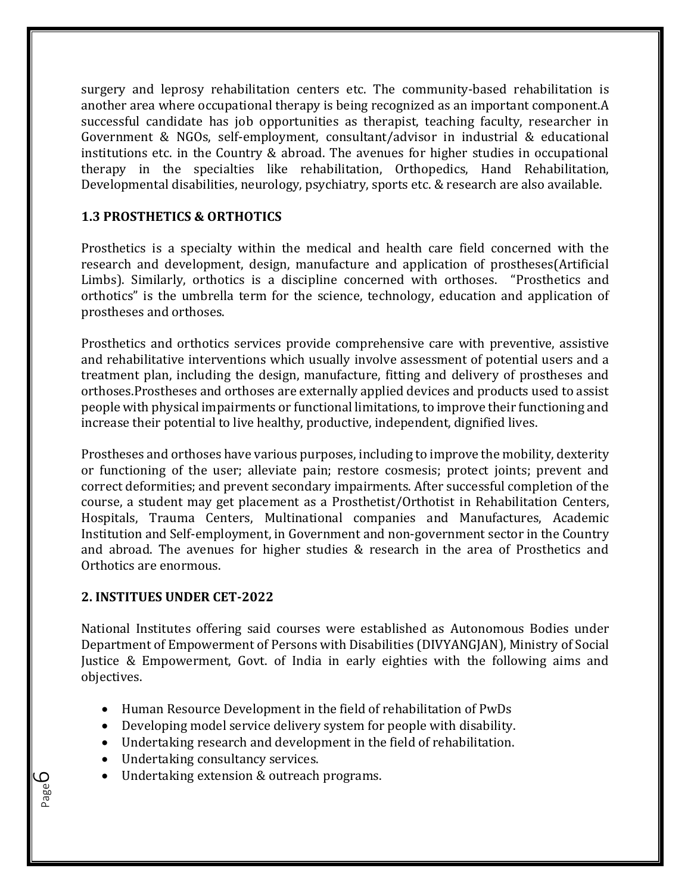surgery and leprosy rehabilitation centers etc. The community-based rehabilitation is another area where occupational therapy is being recognized as an important component.A successful candidate has job opportunities as therapist, teaching faculty, researcher in Government & NGOs, self-employment, consultant/advisor in industrial & educational institutions etc. in the Country & abroad. The avenues for higher studies in occupational therapy in the specialties like rehabilitation, Orthopedics, Hand Rehabilitation, Developmental disabilities, neurology, psychiatry, sports etc. & research are also available.

### 1.3 PROSTHETICS & ORTHOTICS

Prosthetics is a specialty within the medical and health care field concerned with the research and development, design, manufacture and application of prostheses(Artificial Limbs). Similarly, orthotics is a discipline concerned with orthoses. "Prosthetics and orthotics" is the umbrella term for the science, technology, education and application of prostheses and orthoses.

Prosthetics and orthotics services provide comprehensive care with preventive, assistive and rehabilitative interventions which usually involve assessment of potential users and a treatment plan, including the design, manufacture, fitting and delivery of prostheses and orthoses.Prostheses and orthoses are externally applied devices and products used to assist people with physical impairments or functional limitations, to improve their functioning and increase their potential to live healthy, productive, independent, dignified lives.

Prostheses and orthoses have various purposes, including to improve the mobility, dexterity or functioning of the user; alleviate pain; restore cosmesis; protect joints; prevent and correct deformities; and prevent secondary impairments. After successful completion of the course, a student may get placement as a Prosthetist/Orthotist in Rehabilitation Centers, Hospitals, Trauma Centers, Multinational companies and Manufactures, Academic Institution and Self-employment, in Government and non-government sector in the Country and abroad. The avenues for higher studies & research in the area of Prosthetics and Orthotics are enormous.

## 2. INSTITUES UNDER CET-2022

National Institutes offering said courses were established as Autonomous Bodies under Department of Empowerment of Persons with Disabilities (DIVYANGJAN), Ministry of Social Justice & Empowerment, Govt. of India in early eighties with the following aims and objectives.

- Human Resource Development in the field of rehabilitation of PwDs
- Developing model service delivery system for people with disability.
- Undertaking research and development in the field of rehabilitation.
- Undertaking consultancy services.
- Undertaking extension & outreach programs.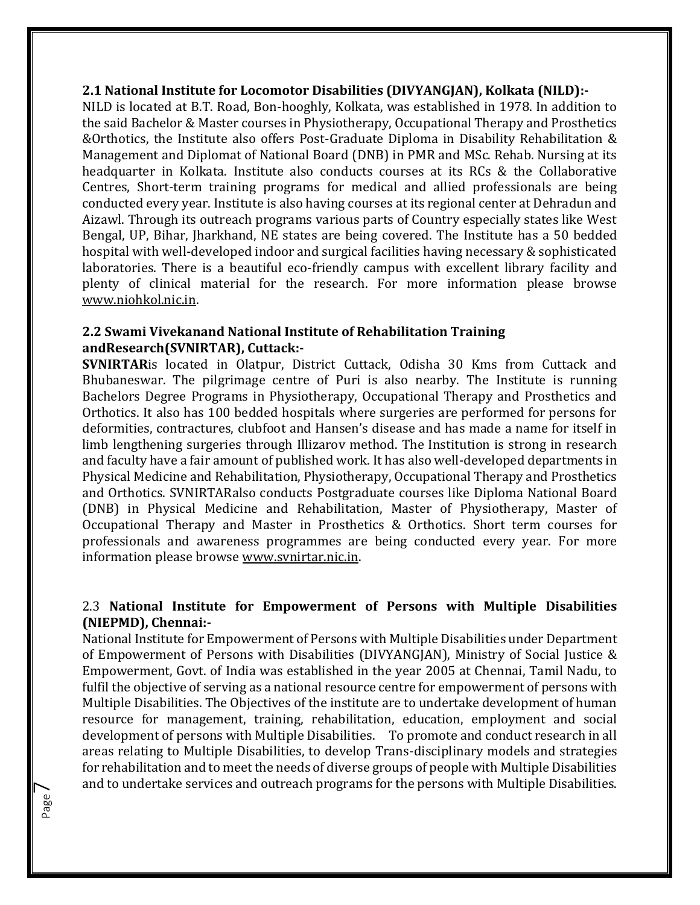### 2.1 National Institute for Locomotor Disabilities (DIVYANGJAN), Kolkata (NILD):-

NILD is located at B.T. Road, Bon-hooghly, Kolkata, was established in 1978. In addition to the said Bachelor & Master courses in Physiotherapy, Occupational Therapy and Prosthetics &Orthotics, the Institute also offers Post-Graduate Diploma in Disability Rehabilitation & Management and Diplomat of National Board (DNB) in PMR and MSc. Rehab. Nursing at its headquarter in Kolkata. Institute also conducts courses at its RCs & the Collaborative Centres, Short-term training programs for medical and allied professionals are being conducted every year. Institute is also having courses at its regional center at Dehradun and Aizawl. Through its outreach programs various parts of Country especially states like West Bengal, UP, Bihar, Jharkhand, NE states are being covered. The Institute has a 50 bedded hospital with well-developed indoor and surgical facilities having necessary & sophisticated laboratories. There is a beautiful eco-friendly campus with excellent library facility and plenty of clinical material for the research. For more information please browse www.niohkol.nic.in.

### 2.2 Swami Vivekanand National Institute of Rehabilitation Training andResearch(SVNIRTAR), Cuttack:-

**SVNIRTAR**is located in Olatpur, District Cuttack, Odisha 30 Kms from Cuttack and Bhubaneswar. The pilgrimage centre of Puri is also nearby. The Institute is running Bachelors Degree Programs in Physiotherapy, Occupational Therapy and Prosthetics and Orthotics. It also has 100 bedded hospitals where surgeries are performed for persons for deformities, contractures, clubfoot and Hansen's disease and has made a name for itself in limb lengthening surgeries through Illizarov method. The Institution is strong in research and faculty have a fair amount of published work. It has also well-developed departments in Physical Medicine and Rehabilitation, Physiotherapy, Occupational Therapy and Prosthetics and Orthotics. SVNIRTARalso conducts Postgraduate courses like Diploma National Board (DNB) in Physical Medicine and Rehabilitation, Master of Physiotherapy, Master of Occupational Therapy and Master in Prosthetics & Orthotics. Short term courses for professionals and awareness programmes are being conducted every year. For more information please browse www.svnirtar.nic.in.

### 2.3 **National Institute for Empowerment of Persons with Multiple Disabilities (NIEPMD), Chennai:-**

National Institute for Empowerment of Persons with Multiple Disabilities under Department of Empowerment of Persons with Disabilities (DIVYANGJAN), Ministry of Social Justice & Empowerment, Govt. of India was established in the year 2005 at Chennai, Tamil Nadu, to fulfil the objective of serving as a national resource centre for empowerment of persons with Multiple Disabilities. The Objectives of the institute are to undertake development of human resource for management, training, rehabilitation, education, employment and social development of persons with Multiple Disabilities. To promote and conduct research in all areas relating to Multiple Disabilities, to develop Trans-disciplinary models and strategies for rehabilitation and to meet the needs of diverse groups of people with Multiple Disabilities and to undertake services and outreach programs for the persons with Multiple Disabilities.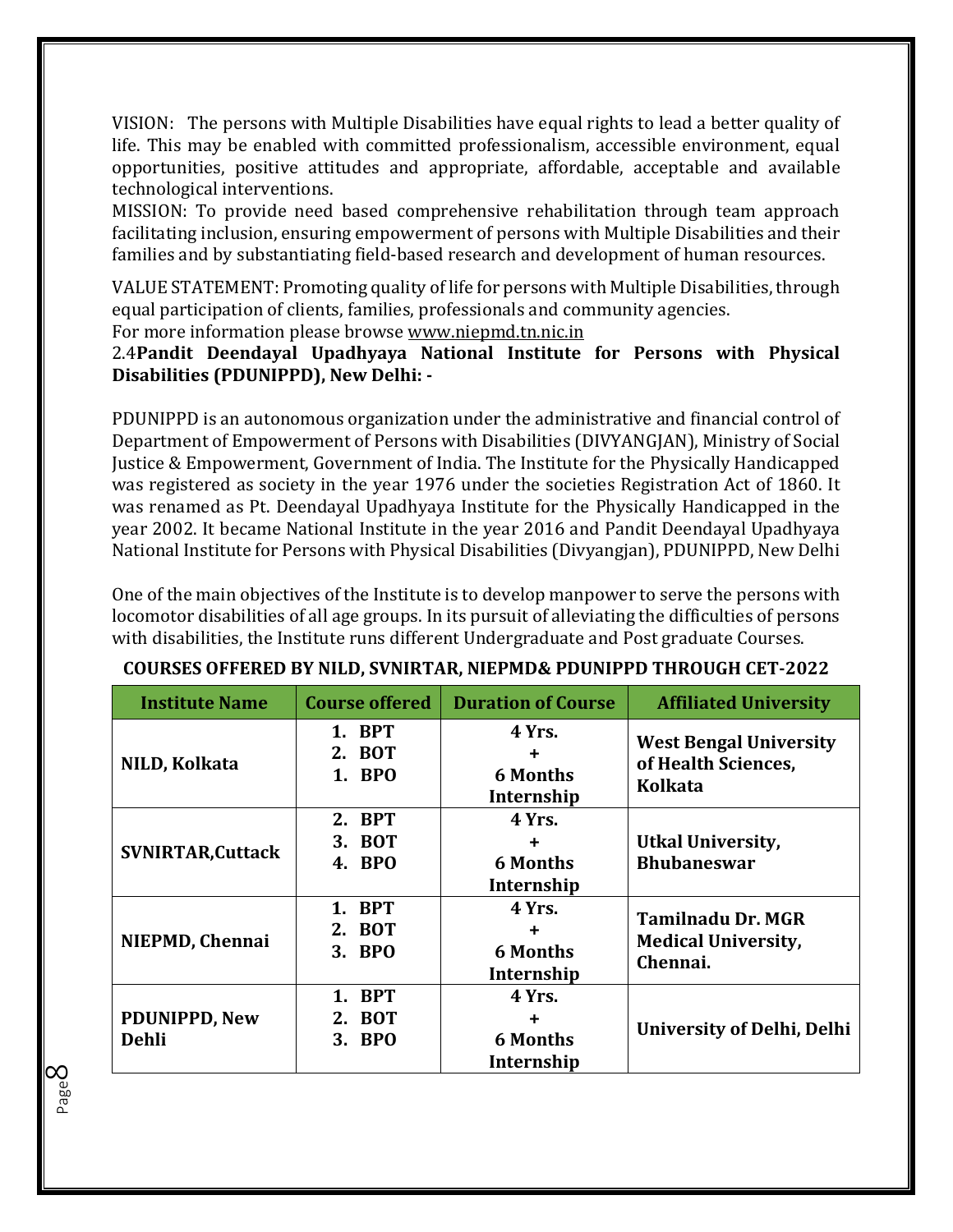VISION: The persons with Multiple Disabilities have equal rights to lead a better quality of life. This may be enabled with committed professionalism, accessible environment, equal opportunities, positive attitudes and appropriate, affordable, acceptable and available technological interventions.

MISSION: To provide need based comprehensive rehabilitation through team approach facilitating inclusion, ensuring empowerment of persons with Multiple Disabilities and their families and by substantiating field-based research and development of human resources.

VALUE STATEMENT: Promoting quality of life for persons with Multiple Disabilities, through equal participation of clients, families, professionals and community agencies.

For more information please browse www.niepmd.tn.nic.in

### 2.4 Pandit Deendayal Upadhyaya National Institute for Persons with Physical Disabilities (PDUNIPPD), New Delhi: -

PDUNIPPD is an autonomous organization under the administrative and financial control of Department of Empowerment of Persons with Disabilities (DIVYANGJAN), Ministry of Social Justice & Empowerment, Government of India. The Institute for the Physically Handicapped was registered as society in the year 1976 under the societies Registration Act of 1860. It was renamed as Pt. Deendayal Upadhyaya Institute for the Physically Handicapped in the year 2002. It became National Institute in the year 2016 and Pandit Deendayal Upadhyaya National Institute for Persons with Physical Disabilities (Divyangjan), PDUNIPPD, New Delhi

One of the main objectives of the Institute is to develop manpower to serve the persons with locomotor disabilities of all age groups. In its pursuit of alleviating the difficulties of persons with disabilities, the Institute runs different Undergraduate and Post graduate Courses.

**COURSES OFFERED BY NILD, SVNIRTAR, NIEPMD& PDUNIPPD THROUGH CET-2022**

| Institute Name | Course offered | Duration of Course | Affiliated University |
|---|---|---|---|
| **NILD, Kolkata** | 1. BPT<br>2. BOT<br>1. BPO | 4 Yrs.<br>+<br>6 Months Internship | **West Bengal University of Health Sciences, Kolkata** |
| **SVNIRTAR,Cuttack** | 2. BPT<br>3. BOT<br>4. BPO | 4 Yrs.<br>+<br>6 Months Internship | **Utkal University, Bhubaneswar** |
| **NIEPMD, Chennai** | 1. BPT<br>2. BOT<br>3. BPO | 4 Yrs.<br>+<br>6 Months Internship | **Tamilnadu Dr. MGR Medical University, Chennai.** |
| **PDUNIPPD, New Dehli** | 1. BPT<br>2. BOT<br>3. BPO | 4 Yrs.<br>+<br>6 Months Internship | **University of Delhi, Delhi** |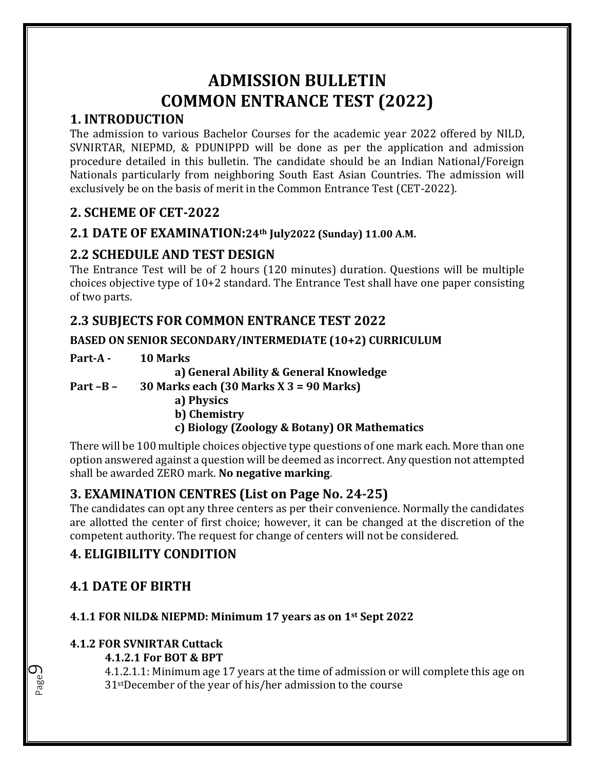# ADMISSION BULLETIN
# COMMON ENTRANCE TEST (2022)

## 1. INTRODUCTION

The admission to various Bachelor Courses for the academic year 2022 offered by NILD, SVNIRTAR, NIEPMD, & PDUNIPPD will be done as per the application and admission procedure detailed in this bulletin. The candidate should be an Indian National/Foreign Nationals particularly from neighboring South East Asian Countries. The admission will exclusively be on the basis of merit in the Common Entrance Test (CET-2022).

## 2. SCHEME OF CET-2022

### 2.1 DATE OF EXAMINATION:24th July2022 (Sunday) 11.00 A.M.

### 2.2 SCHEDULE AND TEST DESIGN

The Entrance Test will be of 2 hours (120 minutes) duration. Questions will be multiple choices objective type of 10+2 standard. The Entrance Test shall have one paper consisting of two parts.

### 2.3 SUBJECTS FOR COMMON ENTRANCE TEST 2022

**BASED ON SENIOR SECONDARY/INTERMEDIATE (10+2) CURRICULUM**

**Part-A - 10 Marks**

**a) General Ability & General Knowledge**

**Part –B – 30 Marks each (30 Marks X 3 = 90 Marks)**

**a) Physics**

**b) Chemistry**

**c) Biology (Zoology & Botany) OR Mathematics**

There will be 100 multiple choices objective type questions of one mark each. More than one option answered against a question will be deemed as incorrect. Any question not attempted shall be awarded ZERO mark. **No negative marking**.

## 3. EXAMINATION CENTRES (List on Page No. 24-25)

The candidates can opt any three centers as per their convenience. Normally the candidates are allotted the center of first choice; however, it can be changed at the discretion of the competent authority. The request for change of centers will not be considered.

## 4. ELIGIBILITY CONDITION

### 4.1 DATE OF BIRTH

#### 4.1.1 FOR NILD& NIEPMD: Minimum 17 years as on 1st Sept 2022

#### 4.1.2 FOR SVNIRTAR Cuttack

**4.1.2.1 For BOT & BPT**

4.1.2.1.1: Minimum age 17 years at the time of admission or will complete this age on 31stDecember of the year of his/her admission to the course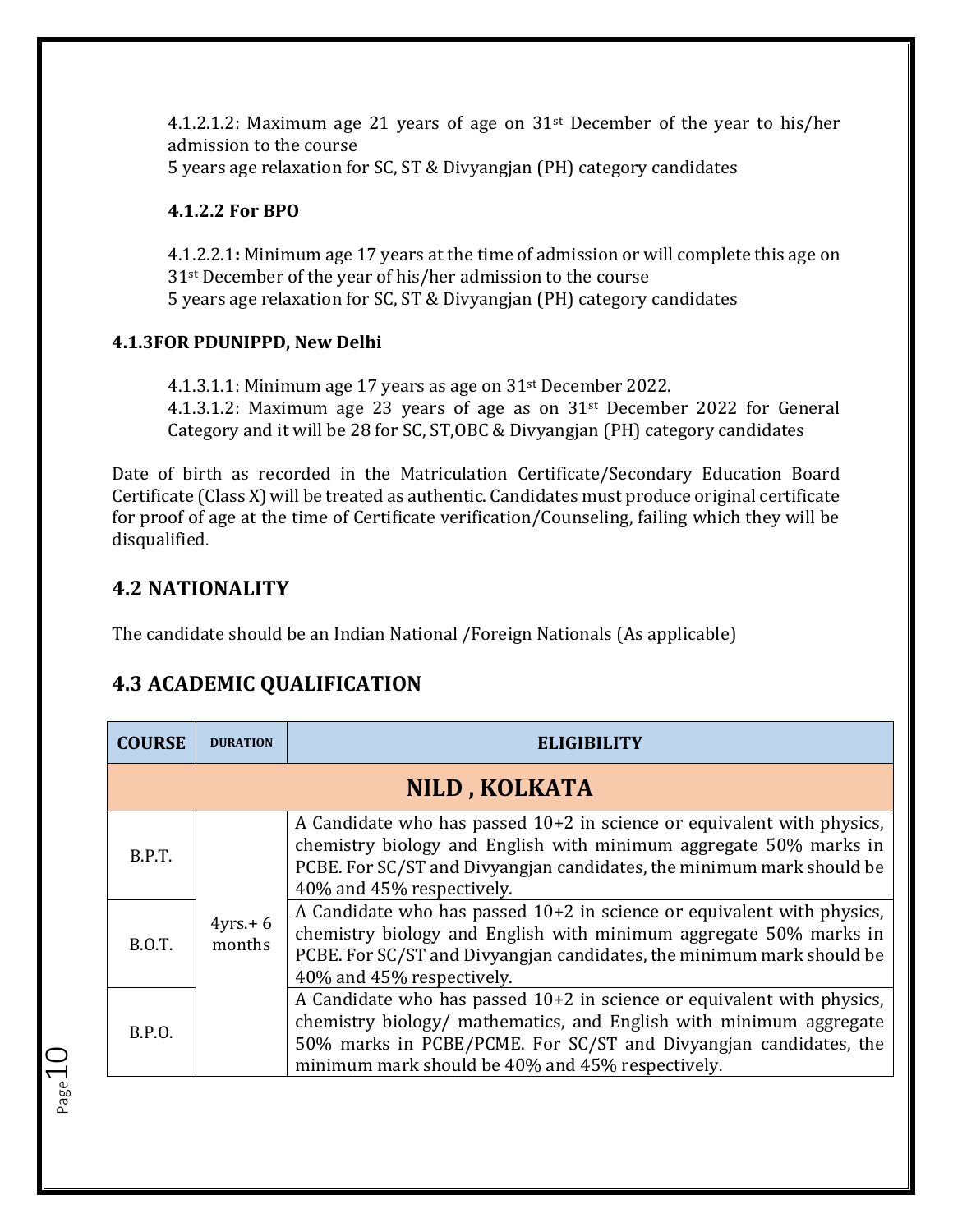4.1.2.1.2: Maximum age 21 years of age on 31st December of the year to his/her admission to the course
5 years age relaxation for SC, ST & Divyangjan (PH) category candidates

**4.1.2.2 For BPO**

4.1.2.2.1**:** Minimum age 17 years at the time of admission or will complete this age on 31st December of the year of his/her admission to the course
5 years age relaxation for SC, ST & Divyangjan (PH) category candidates

**4.1.3FOR PDUNIPPD, New Delhi**

4.1.3.1.1: Minimum age 17 years as age on 31st December 2022.
4.1.3.1.2: Maximum age 23 years of age as on 31st December 2022 for General Category and it will be 28 for SC, ST,OBC & Divyangjan (PH) category candidates

Date of birth as recorded in the Matriculation Certificate/Secondary Education Board Certificate (Class X) will be treated as authentic. Candidates must produce original certificate for proof of age at the time of Certificate verification/Counseling, failing which they will be disqualified.

## 4.2 NATIONALITY

The candidate should be an Indian National /Foreign Nationals (As applicable)

## 4.3 ACADEMIC QUALIFICATION

| COURSE | DURATION | ELIGIBILITY |
|---|---|---|
| **NILD , KOLKATA** | | |
| B.P.T. | 4yrs.+ 6 months | A Candidate who has passed 10+2 in science or equivalent with physics, chemistry biology and English with minimum aggregate 50% marks in PCBE. For SC/ST and Divyangjan candidates, the minimum mark should be 40% and 45% respectively. |
| B.O.T. | | A Candidate who has passed 10+2 in science or equivalent with physics, chemistry biology and English with minimum aggregate 50% marks in PCBE. For SC/ST and Divyangjan candidates, the minimum mark should be 40% and 45% respectively. |
| B.P.O. | | A Candidate who has passed 10+2 in science or equivalent with physics, chemistry biology/ mathematics, and English with minimum aggregate 50% marks in PCBE/PCME. For SC/ST and Divyangjan candidates, the minimum mark should be 40% and 45% respectively. |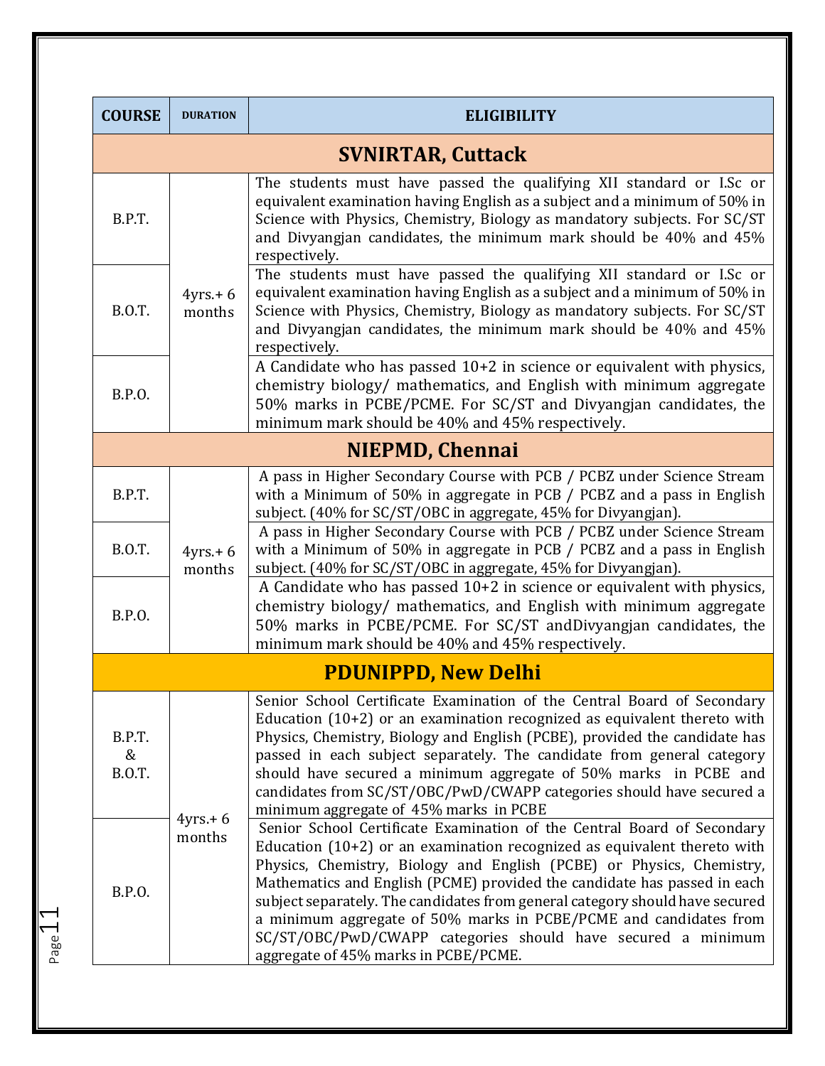| COURSE | DURATION | ELIGIBILITY |
|---|---|---|
| **SVNIRTAR, Cuttack** | | |
| B.P.T. | 4yrs.+ 6 months | The students must have passed the qualifying XII standard or I.Sc or equivalent examination having English as a subject and a minimum of 50% in Science with Physics, Chemistry, Biology as mandatory subjects. For SC/ST and Divyangjan candidates, the minimum mark should be 40% and 45% respectively. |
| B.O.T. | | The students must have passed the qualifying XII standard or I.Sc or equivalent examination having English as a subject and a minimum of 50% in Science with Physics, Chemistry, Biology as mandatory subjects. For SC/ST and Divyangjan candidates, the minimum mark should be 40% and 45% respectively. |
| B.P.O. | | A Candidate who has passed 10+2 in science or equivalent with physics, chemistry biology/ mathematics, and English with minimum aggregate 50% marks in PCBE/PCME. For SC/ST and Divyangjan candidates, the minimum mark should be 40% and 45% respectively. |
| **NIEPMD, Chennai** | | |
| B.P.T. | 4yrs.+ 6 months | A pass in Higher Secondary Course with PCB / PCBZ under Science Stream with a Minimum of 50% in aggregate in PCB / PCBZ and a pass in English subject. (40% for SC/ST/OBC in aggregate, 45% for Divyangjan). |
| B.O.T. | | A pass in Higher Secondary Course with PCB / PCBZ under Science Stream with a Minimum of 50% in aggregate in PCB / PCBZ and a pass in English subject. (40% for SC/ST/OBC in aggregate, 45% for Divyangjan). |
| B.P.O. | | A Candidate who has passed 10+2 in science or equivalent with physics, chemistry biology/ mathematics, and English with minimum aggregate 50% marks in PCBE/PCME. For SC/ST andDivyangjan candidates, the minimum mark should be 40% and 45% respectively. |
| **PDUNIPPD, New Delhi** | | |
| B.P.T. & B.O.T. | 4yrs.+ 6 months | Senior School Certificate Examination of the Central Board of Secondary Education (10+2) or an examination recognized as equivalent thereto with Physics, Chemistry, Biology and English (PCBE), provided the candidate has passed in each subject separately. The candidate from general category should have secured a minimum aggregate of 50% marks in PCBE and candidates from SC/ST/OBC/PwD/CWAPP categories should have secured a minimum aggregate of 45% marks in PCBE |
| B.P.O. | | Senior School Certificate Examination of the Central Board of Secondary Education (10+2) or an examination recognized as equivalent thereto with Physics, Chemistry, Biology and English (PCBE) or Physics, Chemistry, Mathematics and English (PCME) provided the candidate has passed in each subject separately. The candidates from general category should have secured a minimum aggregate of 50% marks in PCBE/PCME and candidates from SC/ST/OBC/PwD/CWAPP categories should have secured a minimum aggregate of 45% marks in PCBE/PCME. |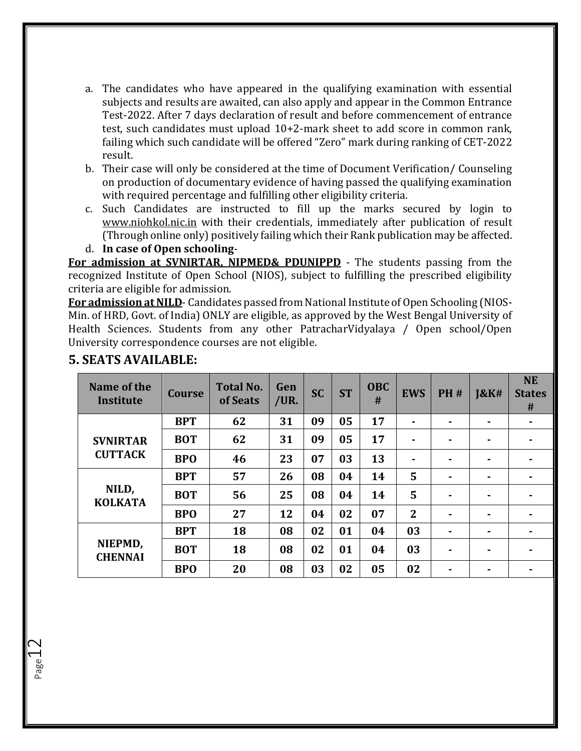a. The candidates who have appeared in the qualifying examination with essential subjects and results are awaited, can also apply and appear in the Common Entrance Test-2022. After 7 days declaration of result and before commencement of entrance test, such candidates must upload 10+2-mark sheet to add score in common rank, failing which such candidate will be offered "Zero" mark during ranking of CET-2022 result.
b. Their case will only be considered at the time of Document Verification/ Counseling on production of documentary evidence of having passed the qualifying examination with required percentage and fulfilling other eligibility criteria.
c. Such Candidates are instructed to fill up the marks secured by login to www.niohkol.nic.in with their credentials, immediately after publication of result (Through online only) positively failing which their Rank publication may be affected.
d. **In case of Open schooling**-

**For admission at SVNIRTAR, NIPMED& PDUNIPPD** - The students passing from the recognized Institute of Open School (NIOS), subject to fulfilling the prescribed eligibility criteria are eligible for admission.

**For admission at NILD**- Candidates passed from National Institute of Open Schooling (NIOS-Min. of HRD, Govt. of India) ONLY are eligible, as approved by the West Bengal University of Health Sciences. Students from any other PatracharVidyalaya / Open school/Open University correspondence courses are not eligible.

## 5. SEATS AVAILABLE:

| Name of the Institute | Course | Total No. of Seats | Gen /UR. | SC | ST | OBC # | EWS | PH # | J&K# | NE States # |
|---|---|---|---|---|---|---|---|---|---|---|
| SVNIRTAR CUTTACK | BPT | 62 | 31 | 09 | 05 | 17 | - | - | - | - |
| | BOT | 62 | 31 | 09 | 05 | 17 | - | - | - | - |
| | BPO | 46 | 23 | 07 | 03 | 13 | - | - | - | - |
| NILD, KOLKATA | BPT | 57 | 26 | 08 | 04 | 14 | 5 | - | - | - |
| | BOT | 56 | 25 | 08 | 04 | 14 | 5 | - | - | - |
| | BPO | 27 | 12 | 04 | 02 | 07 | 2 | - | - | - |
| NIEPMD, CHENNAI | BPT | 18 | 08 | 02 | 01 | 04 | 03 | - | - | - |
| | BOT | 18 | 08 | 02 | 01 | 04 | 03 | - | - | - |
| | BPO | 20 | 08 | 03 | 02 | 05 | 02 | - | - | - |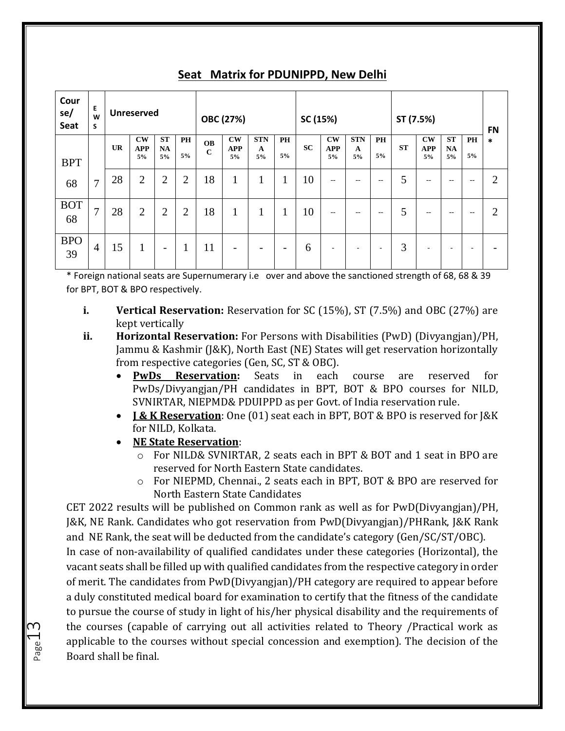## Seat Matrix for PDUNIPPD, New Delhi

| Course/ Seat | EWS | Unreserved | | | | OBC (27%) | | | | SC (15%) | | | | ST (7.5%) | | | | FN* |
|---|---|---|---|---|---|---|---|---|---|---|---|---|---|---|---|---|---|---|
| | | UR | CW APP 5% | ST NA 5% | PH 5% | OBC | CW APP 5% | STNA 5% | PH 5% | SC | CW APP 5% | STNA 5% | PH 5% | ST | CW APP 5% | ST NA 5% | PH 5% | |
| BPT 68 | 7 | 28 | 2 | 2 | 2 | 18 | 1 | 1 | 1 | 10 | -- | -- | -- | 5 | -- | -- | -- | 2 |
| BOT 68 | 7 | 28 | 2 | 2 | 2 | 18 | 1 | 1 | 1 | 10 | -- | -- | -- | 5 | -- | -- | -- | 2 |
| BPO 39 | 4 | 15 | 1 | - | 1 | 11 | - | - | - | 6 | - | - | - | 3 | - | - | - | - |

* Foreign national seats are Supernumerary i.e over and above the sanctioned strength of 68, 68 & 39 for BPT, BOT & BPO respectively.

i. **Vertical Reservation:** Reservation for SC (15%), ST (7.5%) and OBC (27%) are kept vertically

ii. **Horizontal Reservation:** For Persons with Disabilities (PwD) (Divyangjan)/PH, Jammu & Kashmir (J&K), North East (NE) States will get reservation horizontally from respective categories (Gen, SC, ST & OBC).
   - **PwDs Reservation:** Seats in each course are reserved for PwDs/Divyangjan/PH candidates in BPT, BOT & BPO courses for NILD, SVNIRTAR, NIEPMD& PDUIPPD as per Govt. of India reservation rule.
   - **J & K Reservation**: One (01) seat each in BPT, BOT & BPO is reserved for J&K for NILD, Kolkata.
   - **NE State Reservation**:
     - For NILD& SVNIRTAR, 2 seats each in BPT & BOT and 1 seat in BPO are reserved for North Eastern State candidates.
     - For NIEPMD, Chennai., 2 seats each in BPT, BOT & BPO are reserved for North Eastern State Candidates

CET 2022 results will be published on Common rank as well as for PwD(Divyangjan)/PH, J&K, NE Rank. Candidates who got reservation from PwD(Divyangjan)/PHRank, J&K Rank and NE Rank, the seat will be deducted from the candidate's category (Gen/SC/ST/OBC).

In case of non-availability of qualified candidates under these categories (Horizontal), the vacant seats shall be filled up with qualified candidates from the respective category in order of merit. The candidates from PwD(Divyangjan)/PH category are required to appear before a duly constituted medical board for examination to certify that the fitness of the candidate to pursue the course of study in light of his/her physical disability and the requirements of the courses (capable of carrying out all activities related to Theory /Practical work as applicable to the courses without special concession and exemption). The decision of the Board shall be final.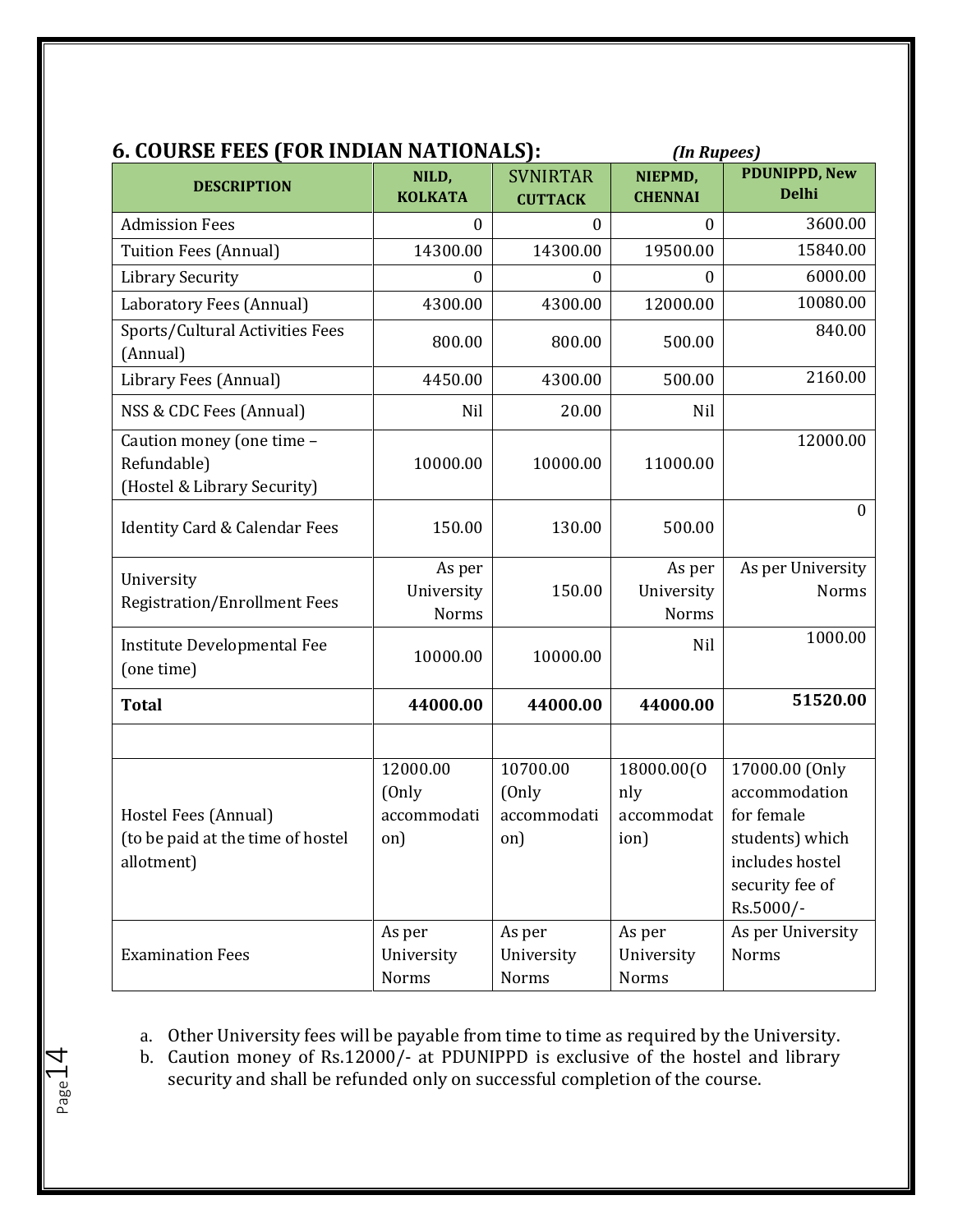## 6. COURSE FEES (FOR INDIAN NATIONALS):

*(In Rupees)*

| DESCRIPTION | NILD, KOLKATA | SVNIRTAR CUTTACK | NIEPMD, CHENNAI | PDUNIPPD, New Delhi |
|---|---|---|---|---|
| Admission Fees | 0 | 0 | 0 | 3600.00 |
| Tuition Fees (Annual) | 14300.00 | 14300.00 | 19500.00 | 15840.00 |
| Library Security | 0 | 0 | 0 | 6000.00 |
| Laboratory Fees (Annual) | 4300.00 | 4300.00 | 12000.00 | 10080.00 |
| Sports/Cultural Activities Fees (Annual) | 800.00 | 800.00 | 500.00 | 840.00 |
| Library Fees (Annual) | 4450.00 | 4300.00 | 500.00 | 2160.00 |
| NSS & CDC Fees (Annual) | Nil | 20.00 | Nil | |
| Caution money (one time – Refundable) (Hostel & Library Security) | 10000.00 | 10000.00 | 11000.00 | 12000.00 |
| Identity Card & Calendar Fees | 150.00 | 130.00 | 500.00 | 0 |
| University Registration/Enrollment Fees | As per University Norms | 150.00 | As per University Norms | As per University Norms |
| Institute Developmental Fee (one time) | 10000.00 | 10000.00 | Nil | 1000.00 |
| **Total** | **44000.00** | **44000.00** | **44000.00** | **51520.00** |
| | | | | |
| Hostel Fees (Annual) (to be paid at the time of hostel allotment) | 12000.00 (Only accommodation) | 10700.00 (Only accommodation) | 18000.00(Only accommodation) | 17000.00 (Only accommodation for female students) which includes hostel security fee of Rs.5000/- |
| Examination Fees | As per University Norms | As per University Norms | As per University Norms | As per University Norms |

a. Other University fees will be payable from time to time as required by the University.

b. Caution money of Rs.12000/- at PDUNIPPD is exclusive of the hostel and library security and shall be refunded only on successful completion of the course.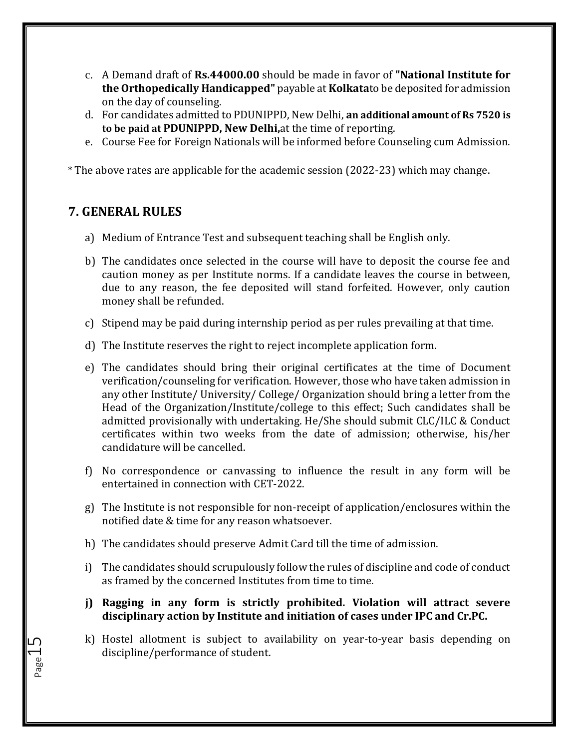c. A Demand draft of **Rs.44000.00** should be made in favor of **"National Institute for the Orthopedically Handicapped"** payable at **Kolkata**to be deposited for admission on the day of counseling.
d. For candidates admitted to PDUNIPPD, New Delhi, **an additional amount of Rs 7520 is to be paid at PDUNIPPD, New Delhi,**at the time of reporting.
e. Course Fee for Foreign Nationals will be informed before Counseling cum Admission.

* The above rates are applicable for the academic session (2022-23) which may change.

## 7. GENERAL RULES

a) Medium of Entrance Test and subsequent teaching shall be English only.

b) The candidates once selected in the course will have to deposit the course fee and caution money as per Institute norms. If a candidate leaves the course in between, due to any reason, the fee deposited will stand forfeited. However, only caution money shall be refunded.

c) Stipend may be paid during internship period as per rules prevailing at that time.

d) The Institute reserves the right to reject incomplete application form.

e) The candidates should bring their original certificates at the time of Document verification/counseling for verification. However, those who have taken admission in any other Institute/ University/ College/ Organization should bring a letter from the Head of the Organization/Institute/college to this effect; Such candidates shall be admitted provisionally with undertaking. He/She should submit CLC/ILC & Conduct certificates within two weeks from the date of admission; otherwise, his/her candidature will be cancelled.

f) No correspondence or canvassing to influence the result in any form will be entertained in connection with CET-2022.

g) The Institute is not responsible for non-receipt of application/enclosures within the notified date & time for any reason whatsoever.

h) The candidates should preserve Admit Card till the time of admission.

i) The candidates should scrupulously follow the rules of discipline and code of conduct as framed by the concerned Institutes from time to time.

**j) Ragging in any form is strictly prohibited. Violation will attract severe disciplinary action by Institute and initiation of cases under IPC and Cr.PC.**

k) Hostel allotment is subject to availability on year-to-year basis depending on discipline/performance of student.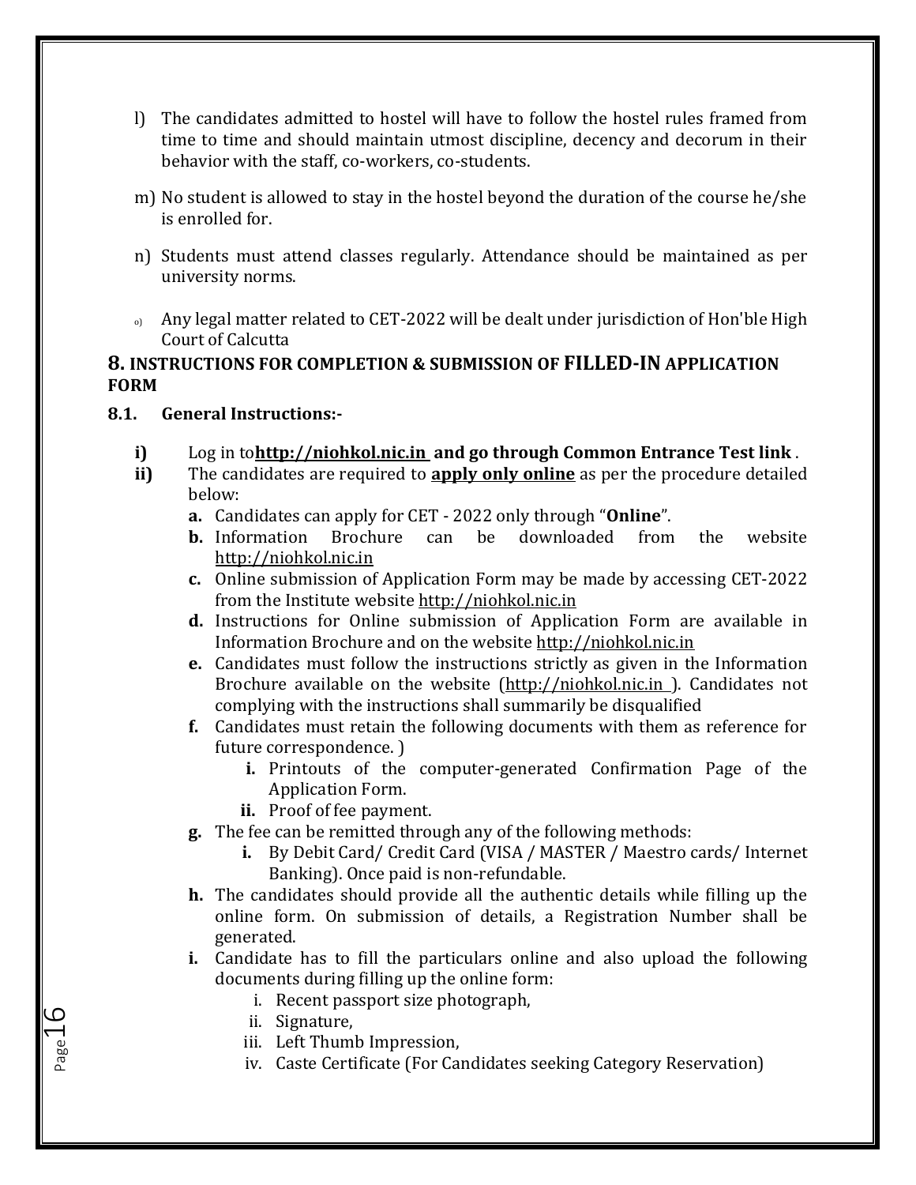l) The candidates admitted to hostel will have to follow the hostel rules framed from time to time and should maintain utmost discipline, decency and decorum in their behavior with the staff, co-workers, co-students.

m) No student is allowed to stay in the hostel beyond the duration of the course he/she is enrolled for.

n) Students must attend classes regularly. Attendance should be maintained as per university norms.

o) Any legal matter related to CET-2022 will be dealt under jurisdiction of Hon'ble High Court of Calcutta

## 8. INSTRUCTIONS FOR COMPLETION & SUBMISSION OF FILLED-IN APPLICATION FORM

### 8.1. General Instructions:-

**i)** Log in to**http://niohkol.nic.in and go through Common Entrance Test link** .

**ii)** The candidates are required to **apply only online** as per the procedure detailed below:

- **a.** Candidates can apply for CET - 2022 only through "**Online**".
- **b.** Information Brochure can be downloaded from the website http://niohkol.nic.in
- **c.** Online submission of Application Form may be made by accessing CET-2022 from the Institute website http://niohkol.nic.in
- **d.** Instructions for Online submission of Application Form are available in Information Brochure and on the website http://niohkol.nic.in
- **e.** Candidates must follow the instructions strictly as given in the Information Brochure available on the website (http://niohkol.nic.in ). Candidates not complying with the instructions shall summarily be disqualified
- **f.** Candidates must retain the following documents with them as reference for future correspondence. )
  - **i.** Printouts of the computer-generated Confirmation Page of the Application Form.
  - **ii.** Proof of fee payment.
- **g.** The fee can be remitted through any of the following methods:
  - **i.** By Debit Card/ Credit Card (VISA / MASTER / Maestro cards/ Internet Banking). Once paid is non-refundable.
- **h.** The candidates should provide all the authentic details while filling up the online form. On submission of details, a Registration Number shall be generated.
- **i.** Candidate has to fill the particulars online and also upload the following documents during filling up the online form:
  - i. Recent passport size photograph,
  - ii. Signature,
  - iii. Left Thumb Impression,
  - iv. Caste Certificate (For Candidates seeking Category Reservation)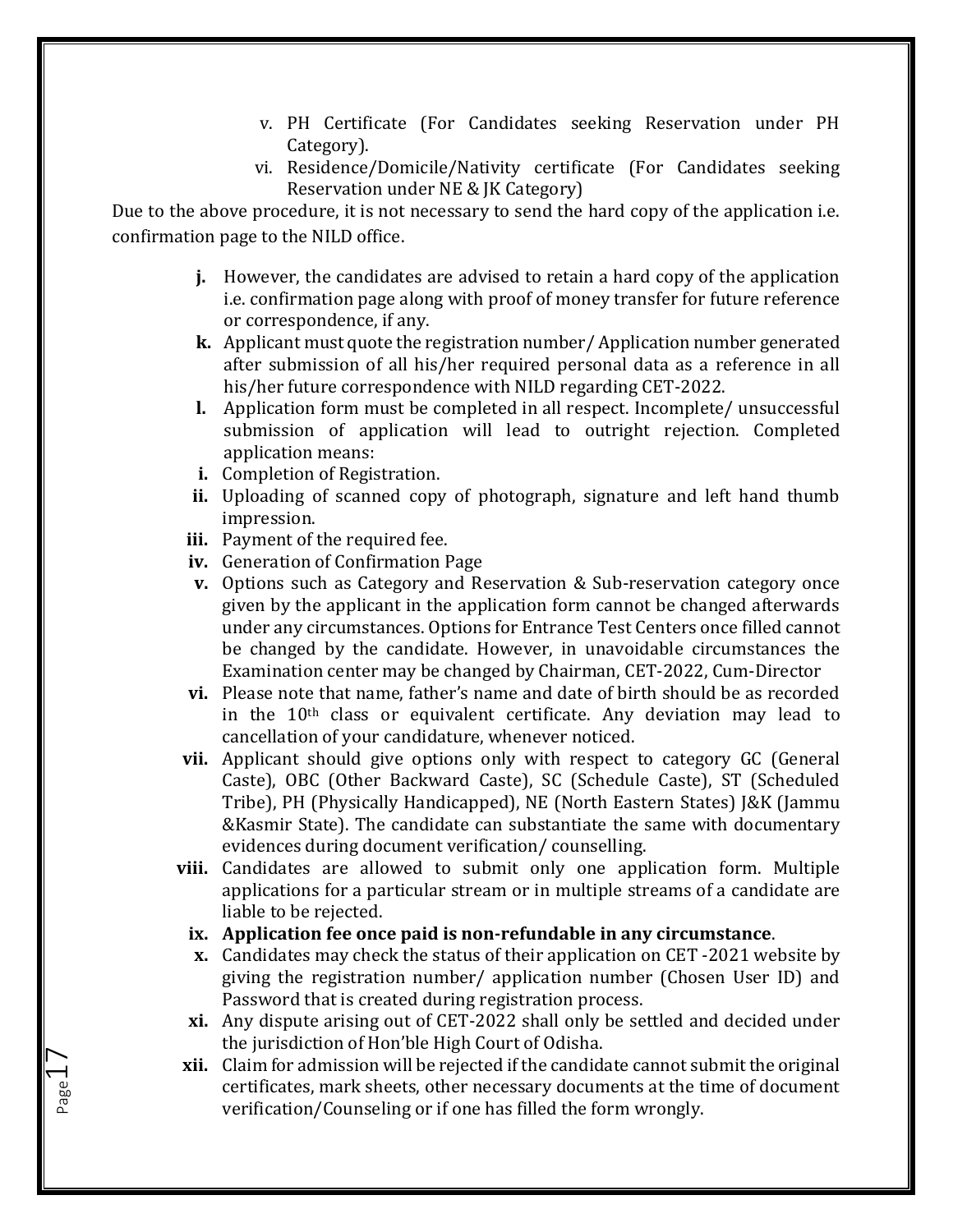v. PH Certificate (For Candidates seeking Reservation under PH Category).

vi. Residence/Domicile/Nativity certificate (For Candidates seeking Reservation under NE & JK Category)

Due to the above procedure, it is not necessary to send the hard copy of the application i.e. confirmation page to the NILD office.

**j.** However, the candidates are advised to retain a hard copy of the application i.e. confirmation page along with proof of money transfer for future reference or correspondence, if any.

**k.** Applicant must quote the registration number/ Application number generated after submission of all his/her required personal data as a reference in all his/her future correspondence with NILD regarding CET-2022.

**l.** Application form must be completed in all respect. Incomplete/ unsuccessful submission of application will lead to outright rejection. Completed application means:

**i.** Completion of Registration.

**ii.** Uploading of scanned copy of photograph, signature and left hand thumb impression.

**iii.** Payment of the required fee.

**iv.** Generation of Confirmation Page

**v.** Options such as Category and Reservation & Sub-reservation category once given by the applicant in the application form cannot be changed afterwards under any circumstances. Options for Entrance Test Centers once filled cannot be changed by the candidate. However, in unavoidable circumstances the Examination center may be changed by Chairman, CET-2022, Cum-Director

**vi.** Please note that name, father's name and date of birth should be as recorded in the 10th class or equivalent certificate. Any deviation may lead to cancellation of your candidature, whenever noticed.

**vii.** Applicant should give options only with respect to category GC (General Caste), OBC (Other Backward Caste), SC (Schedule Caste), ST (Scheduled Tribe), PH (Physically Handicapped), NE (North Eastern States) J&K (Jammu &Kasmir State). The candidate can substantiate the same with documentary evidences during document verification/ counselling.

**viii.** Candidates are allowed to submit only one application form. Multiple applications for a particular stream or in multiple streams of a candidate are liable to be rejected.

**ix. Application fee once paid is non-refundable in any circumstance**.

**x.** Candidates may check the status of their application on CET -2021 website by giving the registration number/ application number (Chosen User ID) and Password that is created during registration process.

**xi.** Any dispute arising out of CET-2022 shall only be settled and decided under the jurisdiction of Hon'ble High Court of Odisha.

**xii.** Claim for admission will be rejected if the candidate cannot submit the original certificates, mark sheets, other necessary documents at the time of document verification/Counseling or if one has filled the form wrongly.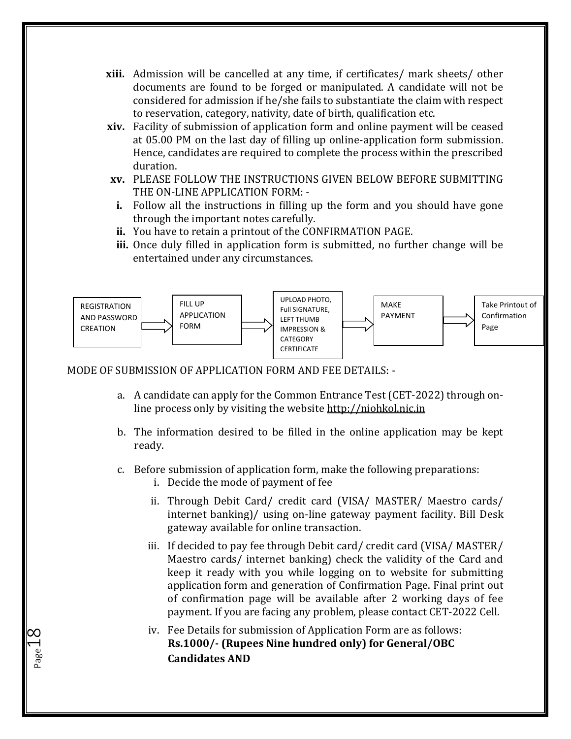xiii. Admission will be cancelled at any time, if certificates/ mark sheets/ other documents are found to be forged or manipulated. A candidate will not be considered for admission if he/she fails to substantiate the claim with respect to reservation, category, nativity, date of birth, qualification etc.

xiv. Facility of submission of application form and online payment will be ceased at 05.00 PM on the last day of filling up online-application form submission. Hence, candidates are required to complete the process within the prescribed duration.

xv. PLEASE FOLLOW THE INSTRUCTIONS GIVEN BELOW BEFORE SUBMITTING THE ON-LINE APPLICATION FORM: -

- **i.** Follow all the instructions in filling up the form and you should have gone through the important notes carefully.
- **ii.** You have to retain a printout of the CONFIRMATION PAGE.
- **iii.** Once duly filled in application form is submitted, no further change will be entertained under any circumstances.

REGISTRATION AND PASSWORD CREATION → FILL UP APPLICATION FORM → UPLOAD PHOTO, Full SIGNATURE, LEFT THUMB IMPRESSION & CATEGORY CERTIFICATE → MAKE PAYMENT → Take Printout of Confirmation Page

MODE OF SUBMISSION OF APPLICATION FORM AND FEE DETAILS: -

a. A candidate can apply for the Common Entrance Test (CET-2022) through on-line process only by visiting the website http://niohkol.nic.in

b. The information desired to be filled in the online application may be kept ready.

c. Before submission of application form, make the following preparations:

   i. Decide the mode of payment of fee

   ii. Through Debit Card/ credit card (VISA/ MASTER/ Maestro cards/ internet banking)/ using on-line gateway payment facility. Bill Desk gateway available for online transaction.

   iii. If decided to pay fee through Debit card/ credit card (VISA/ MASTER/ Maestro cards/ internet banking) check the validity of the Card and keep it ready with you while logging on to website for submitting application form and generation of Confirmation Page. Final print out of confirmation page will be available after 2 working days of fee payment. If you are facing any problem, please contact CET-2022 Cell.

   iv. Fee Details for submission of Application Form are as follows:
   **Rs.1000/- (Rupees Nine hundred only) for General/OBC Candidates AND**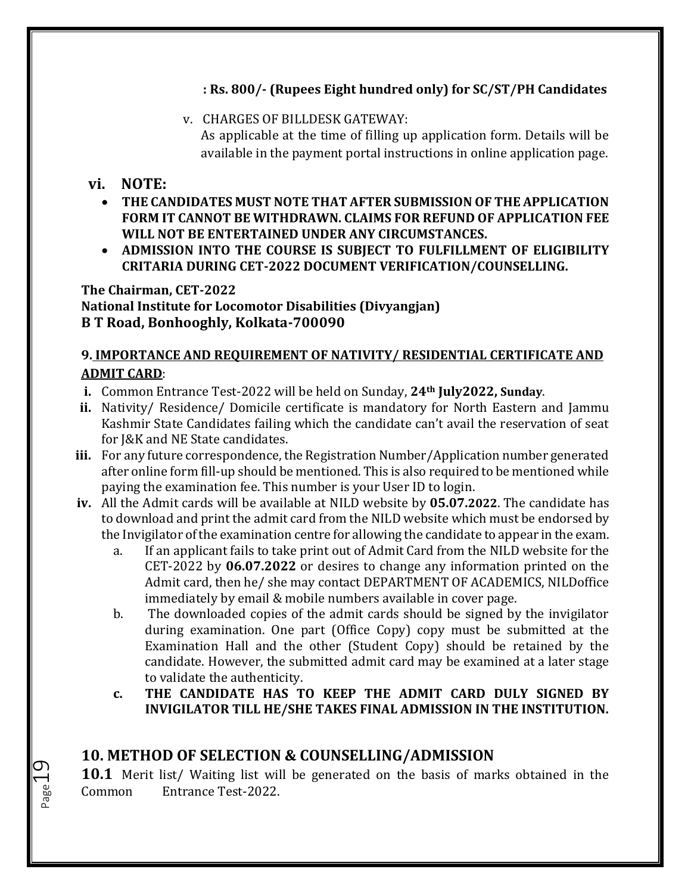**: Rs. 800/- (Rupees Eight hundred only) for SC/ST/PH Candidates**

v. CHARGES OF BILLDESK GATEWAY:
As applicable at the time of filling up application form. Details will be available in the payment portal instructions in online application page.

**vi. NOTE:**

- **THE CANDIDATES MUST NOTE THAT AFTER SUBMISSION OF THE APPLICATION FORM IT CANNOT BE WITHDRAWN. CLAIMS FOR REFUND OF APPLICATION FEE WILL NOT BE ENTERTAINED UNDER ANY CIRCUMSTANCES.**
- **ADMISSION INTO THE COURSE IS SUBJECT TO FULFILLMENT OF ELIGIBILITY CRITARIA DURING CET-2022 DOCUMENT VERIFICATION/COUNSELLING.**

**The Chairman, CET-2022**
**National Institute for Locomotor Disabilities (Divyangjan)**
**B T Road, Bonhooghly, Kolkata-700090**

### 9. IMPORTANCE AND REQUIREMENT OF NATIVITY/ RESIDENTIAL CERTIFICATE AND ADMIT CARD:

**i.** Common Entrance Test-2022 will be held on Sunday, **24th July2022, Sunday**.

**ii.** Nativity/ Residence/ Domicile certificate is mandatory for North Eastern and Jammu Kashmir State Candidates failing which the candidate can't avail the reservation of seat for J&K and NE State candidates.

**iii.** For any future correspondence, the Registration Number/Application number generated after online form fill-up should be mentioned. This is also required to be mentioned while paying the examination fee. This number is your User ID to login.

**iv.** All the Admit cards will be available at NILD website by **05.07.2022**. The candidate has to download and print the admit card from the NILD website which must be endorsed by the Invigilator of the examination centre for allowing the candidate to appear in the exam.

a. If an applicant fails to take print out of Admit Card from the NILD website for the CET-2022 by **06.07.2022** or desires to change any information printed on the Admit card, then he/ she may contact DEPARTMENT OF ACADEMICS, NILDoffice immediately by email & mobile numbers available in cover page.

b. The downloaded copies of the admit cards should be signed by the invigilator during examination. One part (Office Copy) copy must be submitted at the Examination Hall and the other (Student Copy) should be retained by the candidate. However, the submitted admit card may be examined at a later stage to validate the authenticity.

**c. THE CANDIDATE HAS TO KEEP THE ADMIT CARD DULY SIGNED BY INVIGILATOR TILL HE/SHE TAKES FINAL ADMISSION IN THE INSTITUTION.**

## 10. METHOD OF SELECTION & COUNSELLING/ADMISSION

**10.1** Merit list/ Waiting list will be generated on the basis of marks obtained in the Common Entrance Test-2022.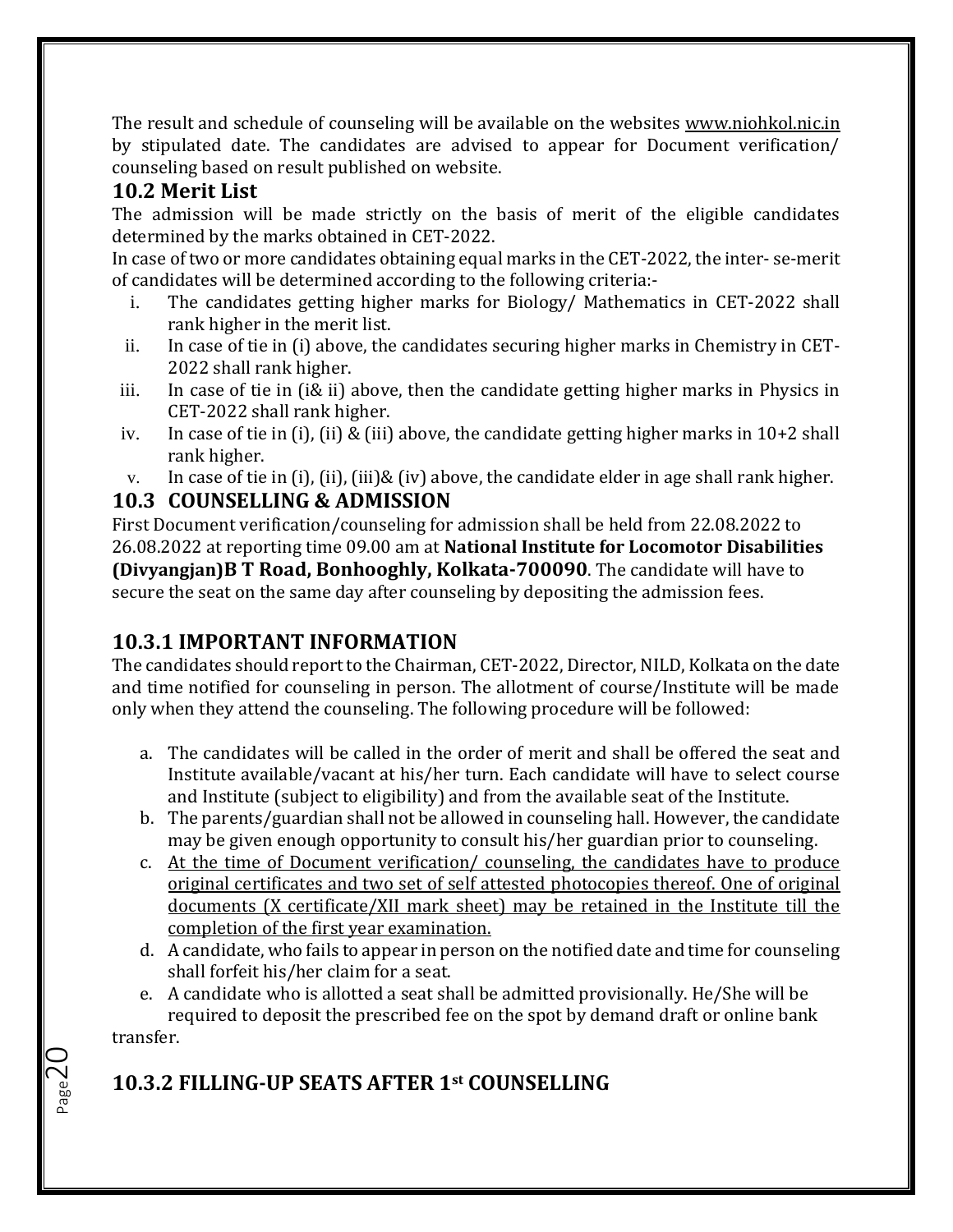The result and schedule of counseling will be available on the websites www.niohkol.nic.in by stipulated date. The candidates are advised to appear for Document verification/ counseling based on result published on website.

## 10.2 Merit List

The admission will be made strictly on the basis of merit of the eligible candidates determined by the marks obtained in CET-2022.

In case of two or more candidates obtaining equal marks in the CET-2022, the inter- se-merit of candidates will be determined according to the following criteria:-

i. The candidates getting higher marks for Biology/ Mathematics in CET-2022 shall rank higher in the merit list.
ii. In case of tie in (i) above, the candidates securing higher marks in Chemistry in CET-2022 shall rank higher.
iii. In case of tie in (i& ii) above, then the candidate getting higher marks in Physics in CET-2022 shall rank higher.
iv. In case of tie in (i), (ii) & (iii) above, the candidate getting higher marks in 10+2 shall rank higher.
v. In case of tie in (i), (ii), (iii)& (iv) above, the candidate elder in age shall rank higher.

## 10.3 COUNSELLING & ADMISSION

First Document verification/counseling for admission shall be held from 22.08.2022 to 26.08.2022 at reporting time 09.00 am at **National Institute for Locomotor Disabilities (Divyangjan)B T Road, Bonhooghly, Kolkata-700090**. The candidate will have to secure the seat on the same day after counseling by depositing the admission fees.

### 10.3.1 IMPORTANT INFORMATION

The candidates should report to the Chairman, CET-2022, Director, NILD, Kolkata on the date and time notified for counseling in person. The allotment of course/Institute will be made only when they attend the counseling. The following procedure will be followed:

a. The candidates will be called in the order of merit and shall be offered the seat and Institute available/vacant at his/her turn. Each candidate will have to select course and Institute (subject to eligibility) and from the available seat of the Institute.
b. The parents/guardian shall not be allowed in counseling hall. However, the candidate may be given enough opportunity to consult his/her guardian prior to counseling.
c. <u>At the time of Document verification/ counseling, the candidates have to produce original certificates and two set of self attested photocopies thereof. One of original documents (X certificate/XII mark sheet) may be retained in the Institute till the completion of the first year examination.</u>
d. A candidate, who fails to appear in person on the notified date and time for counseling shall forfeit his/her claim for a seat.
e. A candidate who is allotted a seat shall be admitted provisionally. He/She will be required to deposit the prescribed fee on the spot by demand draft or online bank transfer.

### 10.3.2 FILLING-UP SEATS AFTER 1st COUNSELLING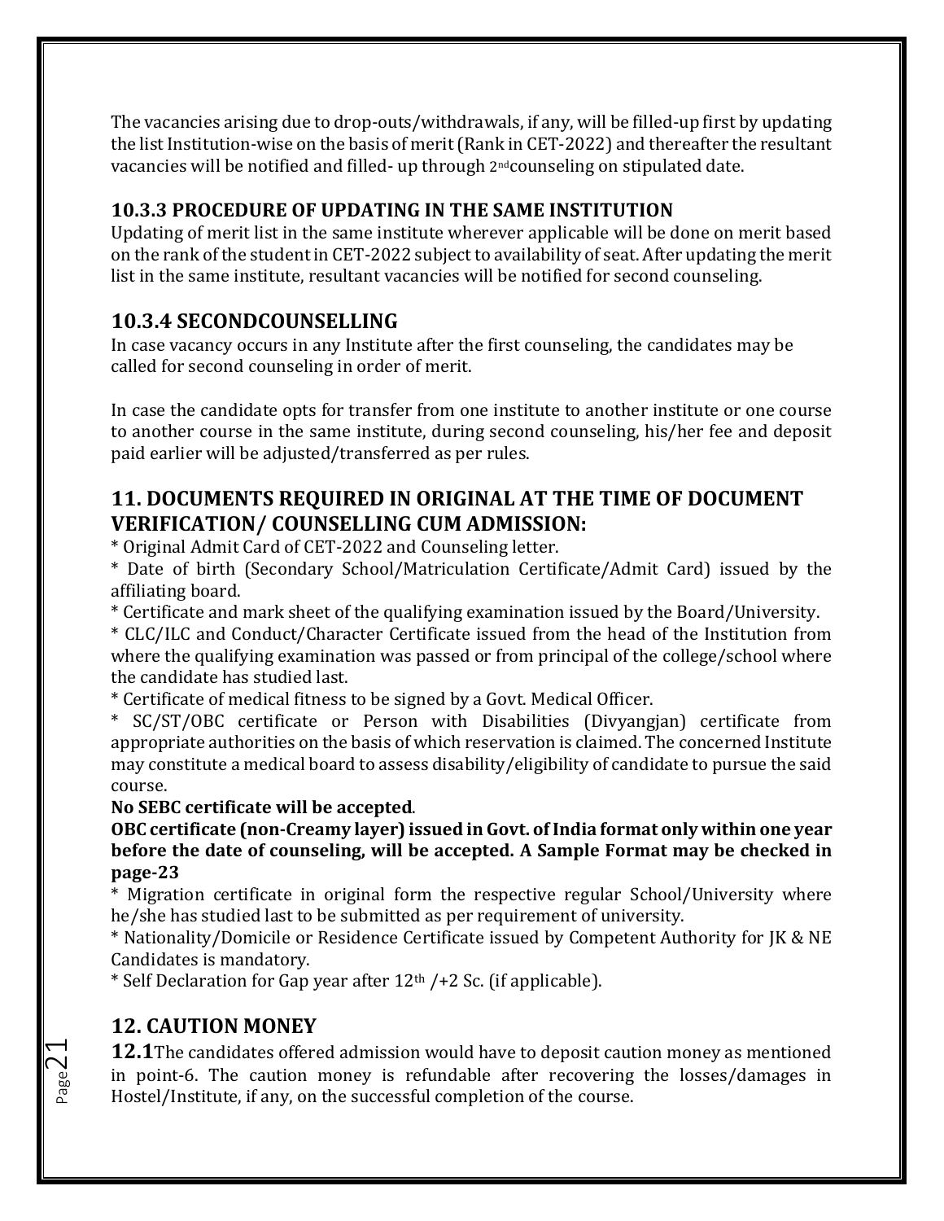The vacancies arising due to drop-outs/withdrawals, if any, will be filled-up first by updating the list Institution-wise on the basis of merit (Rank in CET-2022) and thereafter the resultant vacancies will be notified and filled- up through 2nd counseling on stipulated date.

### 10.3.3 PROCEDURE OF UPDATING IN THE SAME INSTITUTION

Updating of merit list in the same institute wherever applicable will be done on merit based on the rank of the student in CET-2022 subject to availability of seat. After updating the merit list in the same institute, resultant vacancies will be notified for second counseling.

### 10.3.4 SECONDCOUNSELLING

In case vacancy occurs in any Institute after the first counseling, the candidates may be called for second counseling in order of merit.

In case the candidate opts for transfer from one institute to another institute or one course to another course in the same institute, during second counseling, his/her fee and deposit paid earlier will be adjusted/transferred as per rules.

## 11. DOCUMENTS REQUIRED IN ORIGINAL AT THE TIME OF DOCUMENT VERIFICATION/ COUNSELLING CUM ADMISSION:

* Original Admit Card of CET-2022 and Counseling letter.
* Date of birth (Secondary School/Matriculation Certificate/Admit Card) issued by the affiliating board.
* Certificate and mark sheet of the qualifying examination issued by the Board/University.
* CLC/ILC and Conduct/Character Certificate issued from the head of the Institution from where the qualifying examination was passed or from principal of the college/school where the candidate has studied last.
* Certificate of medical fitness to be signed by a Govt. Medical Officer.
* SC/ST/OBC certificate or Person with Disabilities (Divyangjan) certificate from appropriate authorities on the basis of which reservation is claimed. The concerned Institute may constitute a medical board to assess disability/eligibility of candidate to pursue the said course.

**No SEBC certificate will be accepted**.

**OBC certificate (non-Creamy layer) issued in Govt. of India format only within one year before the date of counseling, will be accepted. A Sample Format may be checked in page-23**

* Migration certificate in original form the respective regular School/University where he/she has studied last to be submitted as per requirement of university.
* Nationality/Domicile or Residence Certificate issued by Competent Authority for JK & NE Candidates is mandatory.
* Self Declaration for Gap year after 12th /+2 Sc. (if applicable).

## 12. CAUTION MONEY

**12.1** The candidates offered admission would have to deposit caution money as mentioned in point-6. The caution money is refundable after recovering the losses/damages in Hostel/Institute, if any, on the successful completion of the course.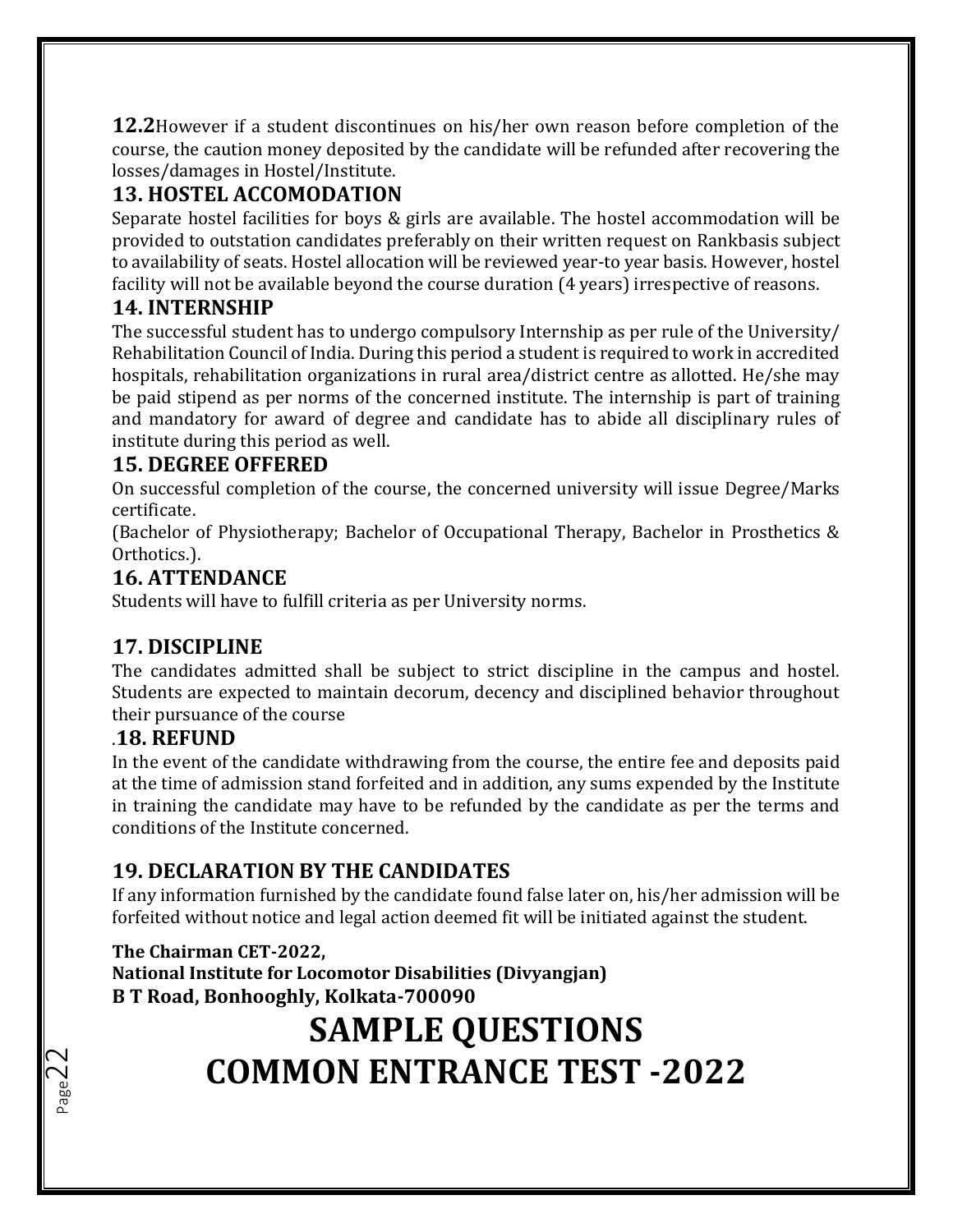**12.2**However if a student discontinues on his/her own reason before completion of the course, the caution money deposited by the candidate will be refunded after recovering the losses/damages in Hostel/Institute.

## 13. HOSTEL ACCOMODATION

Separate hostel facilities for boys & girls are available. The hostel accommodation will be provided to outstation candidates preferably on their written request on Rankbasis subject to availability of seats. Hostel allocation will be reviewed year-to year basis. However, hostel facility will not be available beyond the course duration (4 years) irrespective of reasons.

## 14. INTERNSHIP

The successful student has to undergo compulsory Internship as per rule of the University/ Rehabilitation Council of India. During this period a student is required to work in accredited hospitals, rehabilitation organizations in rural area/district centre as allotted. He/she may be paid stipend as per norms of the concerned institute. The internship is part of training and mandatory for award of degree and candidate has to abide all disciplinary rules of institute during this period as well.

## 15. DEGREE OFFERED

On successful completion of the course, the concerned university will issue Degree/Marks certificate.

(Bachelor of Physiotherapy; Bachelor of Occupational Therapy, Bachelor in Prosthetics & Orthotics.).

## 16. ATTENDANCE

Students will have to fulfill criteria as per University norms.

## 17. DISCIPLINE

The candidates admitted shall be subject to strict discipline in the campus and hostel. Students are expected to maintain decorum, decency and disciplined behavior throughout their pursuance of the course

## .18. REFUND

In the event of the candidate withdrawing from the course, the entire fee and deposits paid at the time of admission stand forfeited and in addition, any sums expended by the Institute in training the candidate may have to be refunded by the candidate as per the terms and conditions of the Institute concerned.

## 19. DECLARATION BY THE CANDIDATES

If any information furnished by the candidate found false later on, his/her admission will be forfeited without notice and legal action deemed fit will be initiated against the student.

**The Chairman CET-2022,**
**National Institute for Locomotor Disabilities (Divyangjan)**
**B T Road, Bonhooghly, Kolkata-700090**

# SAMPLE QUESTIONS
# COMMON ENTRANCE TEST -2022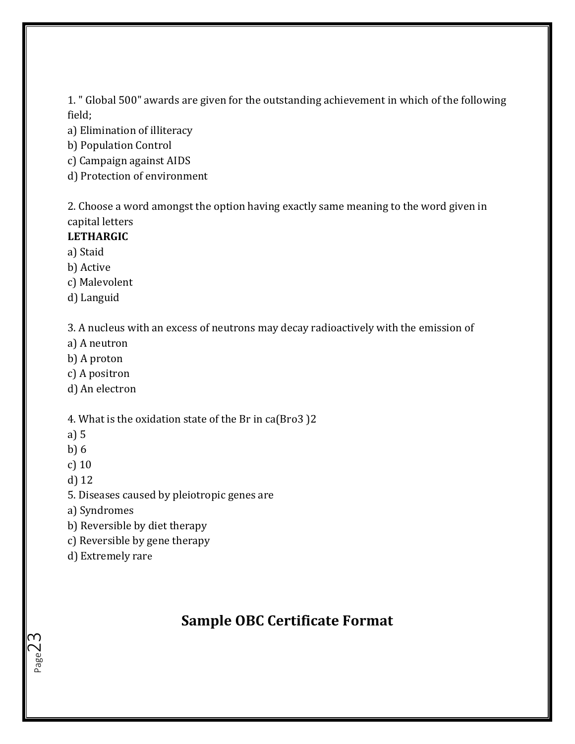1. " Global 500" awards are given for the outstanding achievement in which of the following field;
a) Elimination of illiteracy
b) Population Control
c) Campaign against AIDS
d) Protection of environment

2. Choose a word amongst the option having exactly same meaning to the word given in capital letters
**LETHARGIC**
a) Staid
b) Active
c) Malevolent
d) Languid

3. A nucleus with an excess of neutrons may decay radioactively with the emission of
a) A neutron
b) A proton
c) A positron
d) An electron

4. What is the oxidation state of the Br in $ca(Bro_3)_2$
a) 5
b) 6
c) 10
d) 12

5. Diseases caused by pleiotropic genes are
a) Syndromes
b) Reversible by diet therapy
c) Reversible by gene therapy
d) Extremely rare

## Sample OBC Certificate Format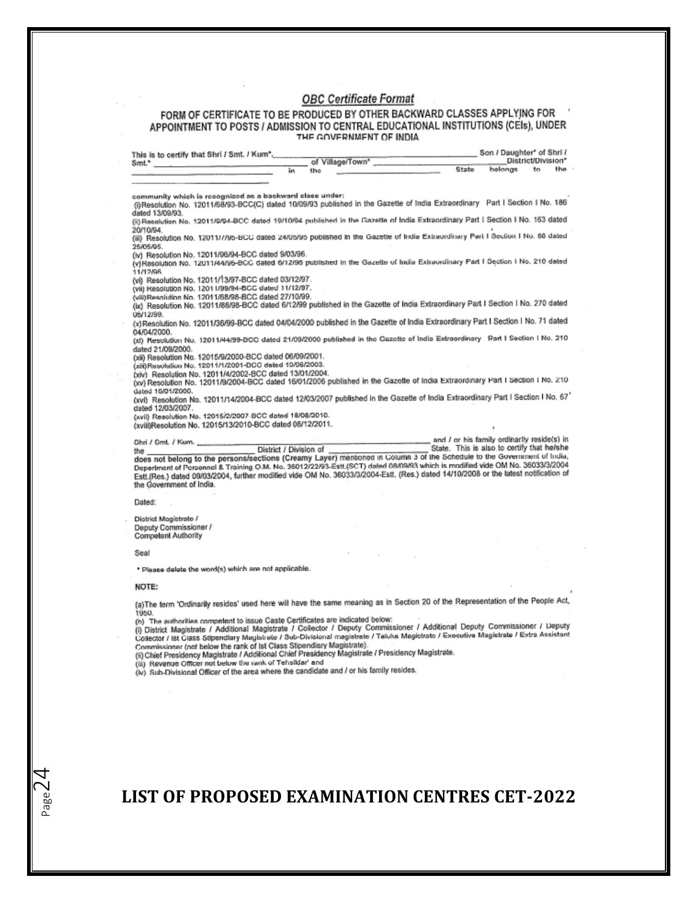## *OBC Certificate Format*

### FORM OF CERTIFICATE TO BE PRODUCED BY OTHER BACKWARD CLASSES APPLYING FOR APPOINTMENT TO POSTS / ADMISSION TO CENTRAL EDUCATIONAL INSTITUTIONS (CEIs), UNDER THE GOVERNMENT OF INDIA

This is to certify that Shri / Smt. / Kum*.\_\_\_\_\_\_\_\_\_\_\_\_\_\_\_\_\_\_\_\_\_\_\_\_\_\_\_\_\_\_ Son / Daughter* of Shri / Smt.* \_\_\_\_\_\_\_\_\_\_\_\_\_\_\_\_\_\_\_\_ of Village/Town* \_\_\_\_\_\_\_\_\_\_\_\_\_\_\_\_\_\_\_\_ District/Division* \_\_\_\_\_\_\_\_\_\_\_\_\_\_\_\_\_\_\_\_ in the \_\_\_\_\_\_\_\_\_\_\_\_\_\_\_\_\_\_\_\_ State belongs to the \_\_\_\_\_\_\_\_\_\_\_\_\_\_\_\_\_\_\_\_

community which is recognized as a backward class under:

(i) Resolution No. 12011/68/93-BCC(C) dated 10/09/93 published in the Gazette of India Extraordinary Part I Section I No. 186 dated 13/09/93.
(ii) Resolution No. 12011/9/94-BCC dated 19/10/94 published in the Gazette of India Extraordinary Part I Section I No. 163 dated 20/10/94.
(iii) Resolution No. 12011/7/95-BCC dated 24/05/95 published in the Gazette of India Extraordinary Part I Section I No. 88 dated 25/05/95.
(iv) Resolution No. 12011/96/94-BCC dated 9/03/96.
(v) Resolution No. 12011/44/96-BCC dated 6/12/96 published in the Gazette of India Extraordinary Part I Section I No. 210 dated 11/12/96.
(vi) Resolution No. 12011/13/97-BCC dated 03/12/97.
(vii) Resolution No. 12011/99/94-BCC dated 11/12/97.
(viii) Resolution No. 12011/68/98-BCC dated 27/10/99.
(ix) Resolution No. 12011/88/98-BCC dated 6/12/99 published in the Gazette of India Extraordinary Part I Section I No. 270 dated 06/12/99.
(x) Resolution No. 12011/36/99-BCC dated 04/04/2000 published in the Gazette of India Extraordinary Part I Section I No. 71 dated 04/04/2000.
(xi) Resolution No. 12011/44/99-BCC dated 21/09/2000 published in the Gazette of India Extraordinary Part I Section I No. 210 dated 21/09/2000.
(xii) Resolution No. 12015/9/2000-BCC dated 06/09/2001.
(xiii) Resolution No. 12011/1/2001-BCC dated 19/06/2003.
(xiv) Resolution No. 12011/4/2002-BCC dated 13/01/2004.
(xv) Resolution No. 12011/9/2004-BCC dated 16/01/2006 published in the Gazette of India Extraordinary Part I Section I No. 210 dated 16/01/2006.
(xvi) Resolution No. 12011/14/2004-BCC dated 12/03/2007 published in the Gazette of India Extraordinary Part I Section I No. 67 dated 12/03/2007.
(xvii) Resolution No. 12015/2/2007-BCC dated 18/08/2010.
(xviii) Resolution No. 12015/13/2010-BCC dated 08/12/2011.

Shri / Smt. / Kum. \_\_\_\_\_\_\_\_\_\_\_\_\_\_\_\_\_\_\_\_\_\_\_\_\_\_\_\_\_\_ and / or his family ordinarily reside(s) in the \_\_\_\_\_\_\_\_\_\_\_\_\_\_\_\_\_\_\_\_ District / Division of \_\_\_\_\_\_\_\_\_\_\_\_\_\_\_\_\_\_\_\_ State. This is also to certify that he/she **does not belong to the persons/sections (Creamy Layer)** mentioned in Column 3 of the Schedule to the Government of India, Department of Personnel & Training O.M. No. 36012/22/93-Estt.(SCT) dated 08/09/93 which is modified vide OM No. 36033/3/2004 Estt.(Res.) dated 09/03/2004, further modified vide OM No. 36033/3/2004-Estt. (Res.) dated 14/10/2008 or the latest notification of the Government of India.

Dated:

District Magistrate /
Deputy Commissioner /
Competent Authority

Seal

\* Please delete the word(s) which are not applicable.

**NOTE:**

(a) The term 'Ordinarily resides' used here will have the same meaning as in Section 20 of the Representation of the People Act, 1950.
(b) The authorities competent to issue Caste Certificates are indicated below:
(i) District Magistrate / Additional Magistrate / Collector / Deputy Commissioner / Additional Deputy Commissioner / Deputy Collector / Ist Class Stipendiary Magistrate / Sub-Divisional magistrate / Taluka Magistrate / Executive Magistrate / Extra Assistant Commissioner (not below the rank of Ist Class Stipendiary Magistrate).
(ii) Chief Presidency Magistrate / Additional Chief Presidency Magistrate / Presidency Magistrate.
(iii) Revenue Officer not below the rank of Tehsildar' and
(iv) Sub-Divisional Officer of the area where the candidate and / or his family resides.

## LIST OF PROPOSED EXAMINATION CENTRES CET-2022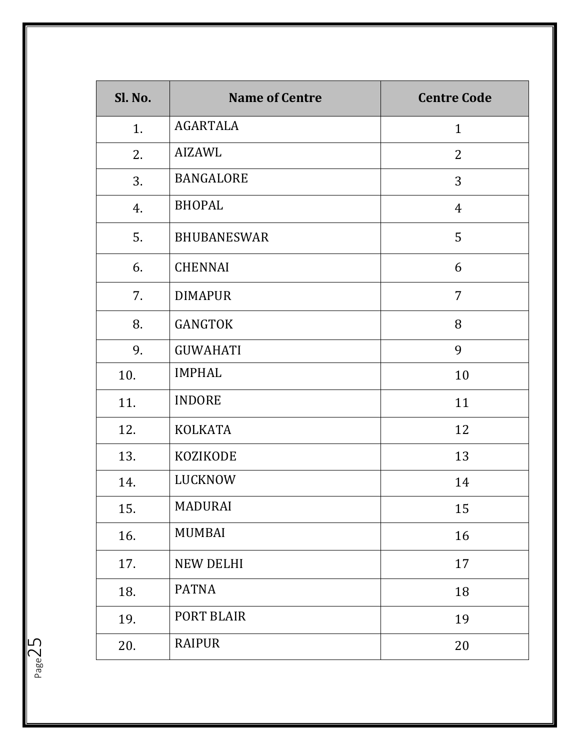| Sl. No. | Name of Centre | Centre Code |
|---|---|---|
| 1. | AGARTALA | 1 |
| 2. | AIZAWL | 2 |
| 3. | BANGALORE | 3 |
| 4. | BHOPAL | 4 |
| 5. | BHUBANESWAR | 5 |
| 6. | CHENNAI | 6 |
| 7. | DIMAPUR | 7 |
| 8. | GANGTOK | 8 |
| 9. | GUWAHATI | 9 |
| 10. | IMPHAL | 10 |
| 11. | INDORE | 11 |
| 12. | KOLKATA | 12 |
| 13. | KOZIKODE | 13 |
| 14. | LUCKNOW | 14 |
| 15. | MADURAI | 15 |
| 16. | MUMBAI | 16 |
| 17. | NEW DELHI | 17 |
| 18. | PATNA | 18 |
| 19. | PORT BLAIR | 19 |
| 20. | RAIPUR | 20 |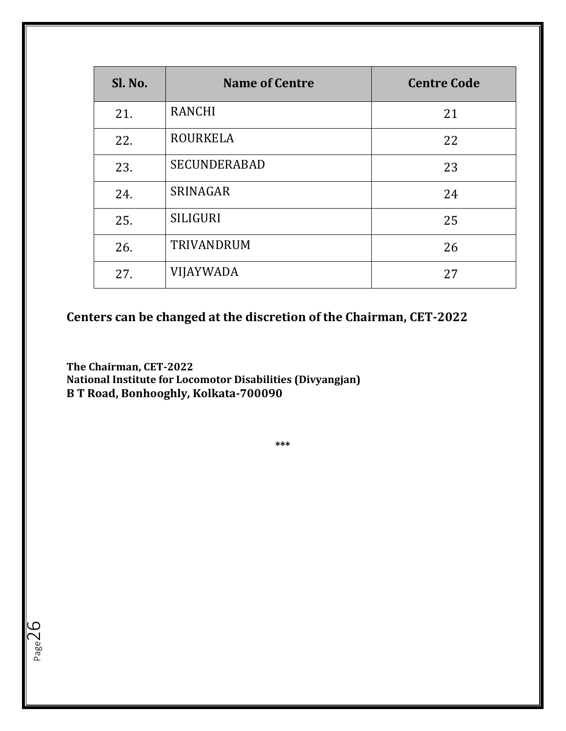| Sl. No. | Name of Centre | Centre Code |
|---|---|---|
| 21. | RANCHI | 21 |
| 22. | ROURKELA | 22 |
| 23. | SECUNDERABAD | 23 |
| 24. | SRINAGAR | 24 |
| 25. | SILIGURI | 25 |
| 26. | TRIVANDRUM | 26 |
| 27. | VIJAYWADA | 27 |

**Centers can be changed at the discretion of the Chairman, CET-2022**

**The Chairman, CET-2022**
**National Institute for Locomotor Disabilities (Divyangjan)**
**B T Road, Bonhooghly, Kolkata-700090**

***